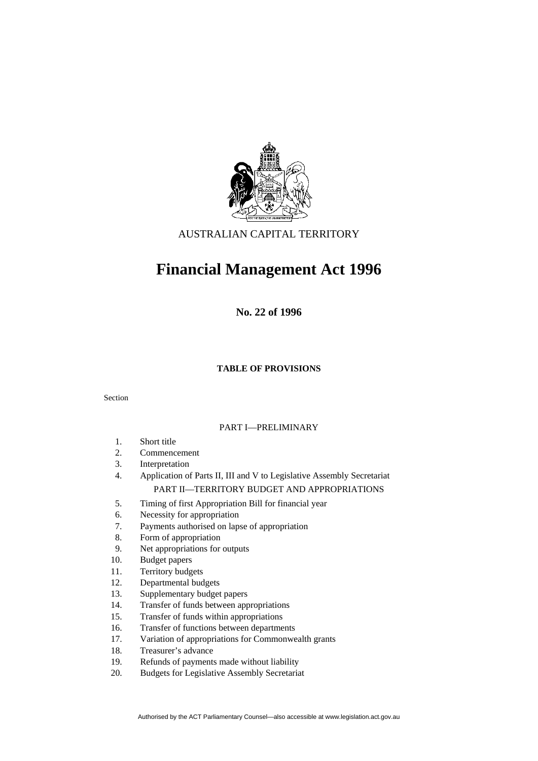AUSTRALIAN CAPITAL TERRITORY

# Financial Management Act 1996

**No. 22 of 1996**

**TABLE OF PROVISIONS**

Section

PART I—PRELIMINARY

1. Short title
2. Commencement
3. Interpretation
4. Application of Parts II, III and V to Legislative Assembly Secretariat

PART II—TERRITORY BUDGET AND APPROPRIATIONS

5. Timing of first Appropriation Bill for financial year
6. Necessity for appropriation
7. Payments authorised on lapse of appropriation
8. Form of appropriation
9. Net appropriations for outputs
10. Budget papers
11. Territory budgets
12. Departmental budgets
13. Supplementary budget papers
14. Transfer of funds between appropriations
15. Transfer of funds within appropriations
16. Transfer of functions between departments
17. Variation of appropriations for Commonwealth grants
18. Treasurer's advance
19. Refunds of payments made without liability
20. Budgets for Legislative Assembly Secretariat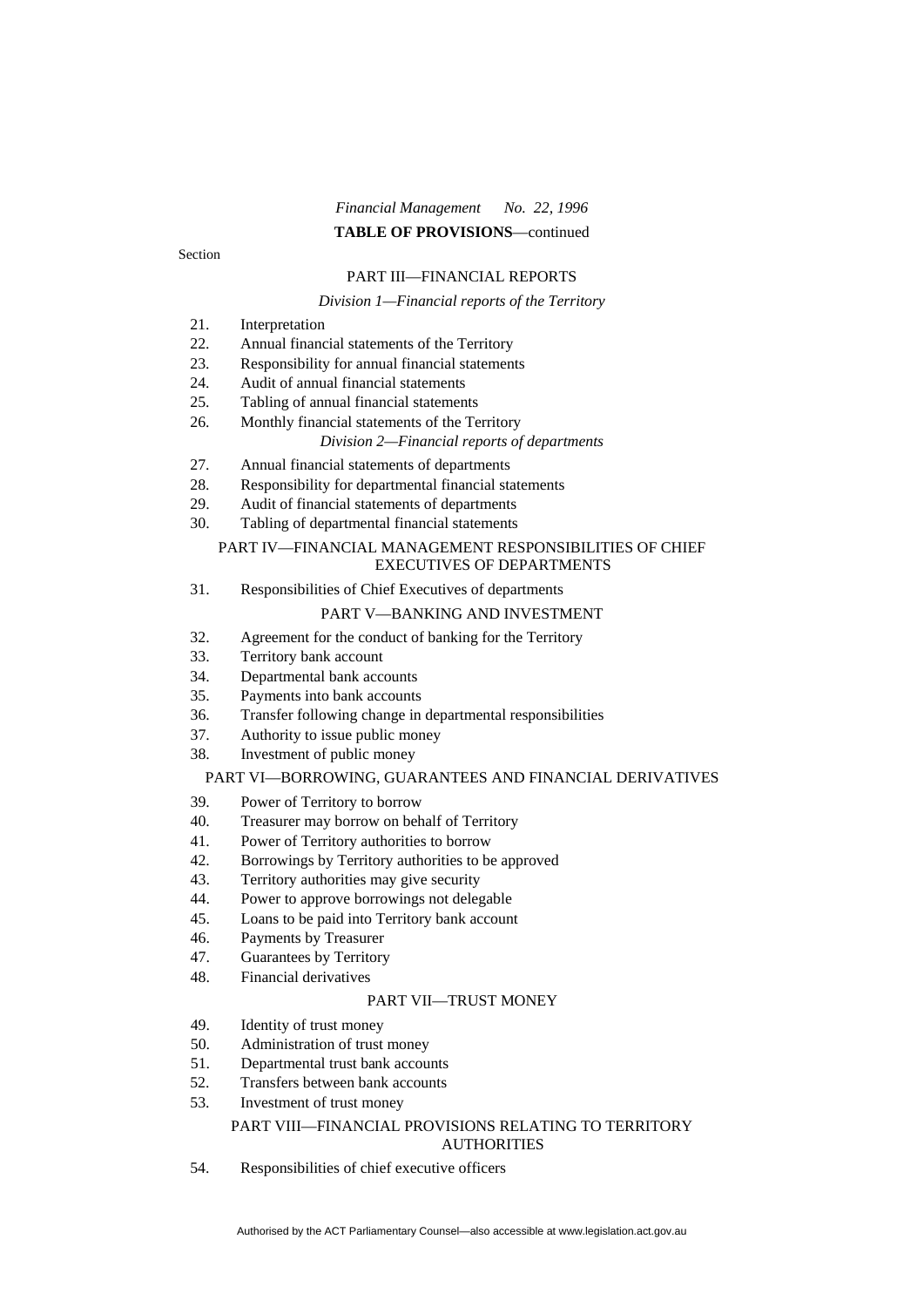*Financial Management No. 22, 1996*

**TABLE OF PROVISIONS**—continued

Section

PART III—FINANCIAL REPORTS

*Division 1—Financial reports of the Territory*

21. Interpretation
22. Annual financial statements of the Territory
23. Responsibility for annual financial statements
24. Audit of annual financial statements
25. Tabling of annual financial statements
26. Monthly financial statements of the Territory

*Division 2—Financial reports of departments*

27. Annual financial statements of departments
28. Responsibility for departmental financial statements
29. Audit of financial statements of departments
30. Tabling of departmental financial statements

PART IV—FINANCIAL MANAGEMENT RESPONSIBILITIES OF CHIEF EXECUTIVES OF DEPARTMENTS

31. Responsibilities of Chief Executives of departments

PART V—BANKING AND INVESTMENT

32. Agreement for the conduct of banking for the Territory
33. Territory bank account
34. Departmental bank accounts
35. Payments into bank accounts
36. Transfer following change in departmental responsibilities
37. Authority to issue public money
38. Investment of public money

PART VI—BORROWING, GUARANTEES AND FINANCIAL DERIVATIVES

39. Power of Territory to borrow
40. Treasurer may borrow on behalf of Territory
41. Power of Territory authorities to borrow
42. Borrowings by Territory authorities to be approved
43. Territory authorities may give security
44. Power to approve borrowings not delegable
45. Loans to be paid into Territory bank account
46. Payments by Treasurer
47. Guarantees by Territory
48. Financial derivatives

PART VII—TRUST MONEY

49. Identity of trust money
50. Administration of trust money
51. Departmental trust bank accounts
52. Transfers between bank accounts
53. Investment of trust money

PART VIII—FINANCIAL PROVISIONS RELATING TO TERRITORY AUTHORITIES

54. Responsibilities of chief executive officers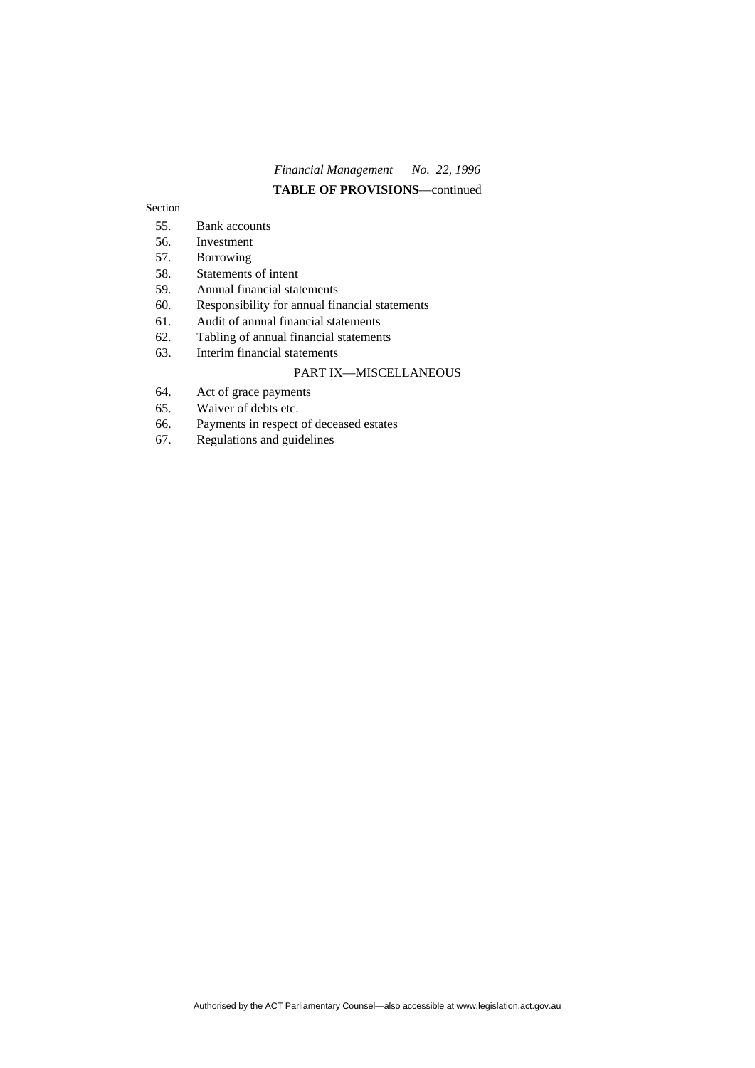**TABLE OF PROVISIONS**—continued

Section

55. Bank accounts
56. Investment
57. Borrowing
58. Statements of intent
59. Annual financial statements
60. Responsibility for annual financial statements
61. Audit of annual financial statements
62. Tabling of annual financial statements
63. Interim financial statements

PART IX—MISCELLANEOUS

64. Act of grace payments
65. Waiver of debts etc.
66. Payments in respect of deceased estates
67. Regulations and guidelines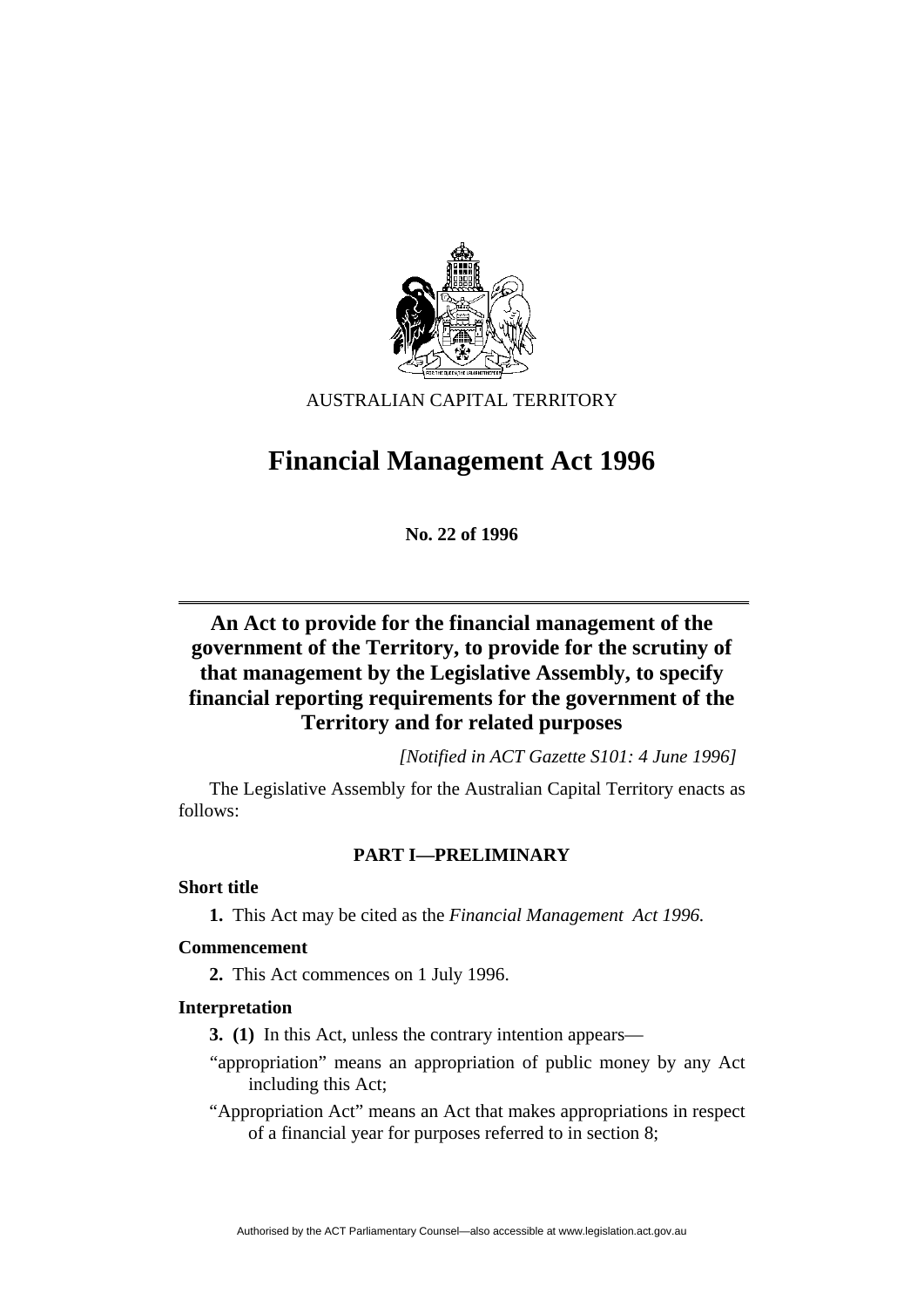AUSTRALIAN CAPITAL TERRITORY

# Financial Management Act 1996

**No. 22 of 1996**

## An Act to provide for the financial management of the government of the Territory, to provide for the scrutiny of that management by the Legislative Assembly, to specify financial reporting requirements for the government of the Territory and for related purposes

*[Notified in ACT Gazette S101: 4 June 1996]*

The Legislative Assembly for the Australian Capital Territory enacts as follows:

### PART I—PRELIMINARY

**Short title**

**1.** This Act may be cited as the *Financial Management Act 1996.*

**Commencement**

**2.** This Act commences on 1 July 1996.

**Interpretation**

**3.** **(1)** In this Act, unless the contrary intention appears—

"appropriation" means an appropriation of public money by any Act including this Act;

"Appropriation Act" means an Act that makes appropriations in respect of a financial year for purposes referred to in section 8;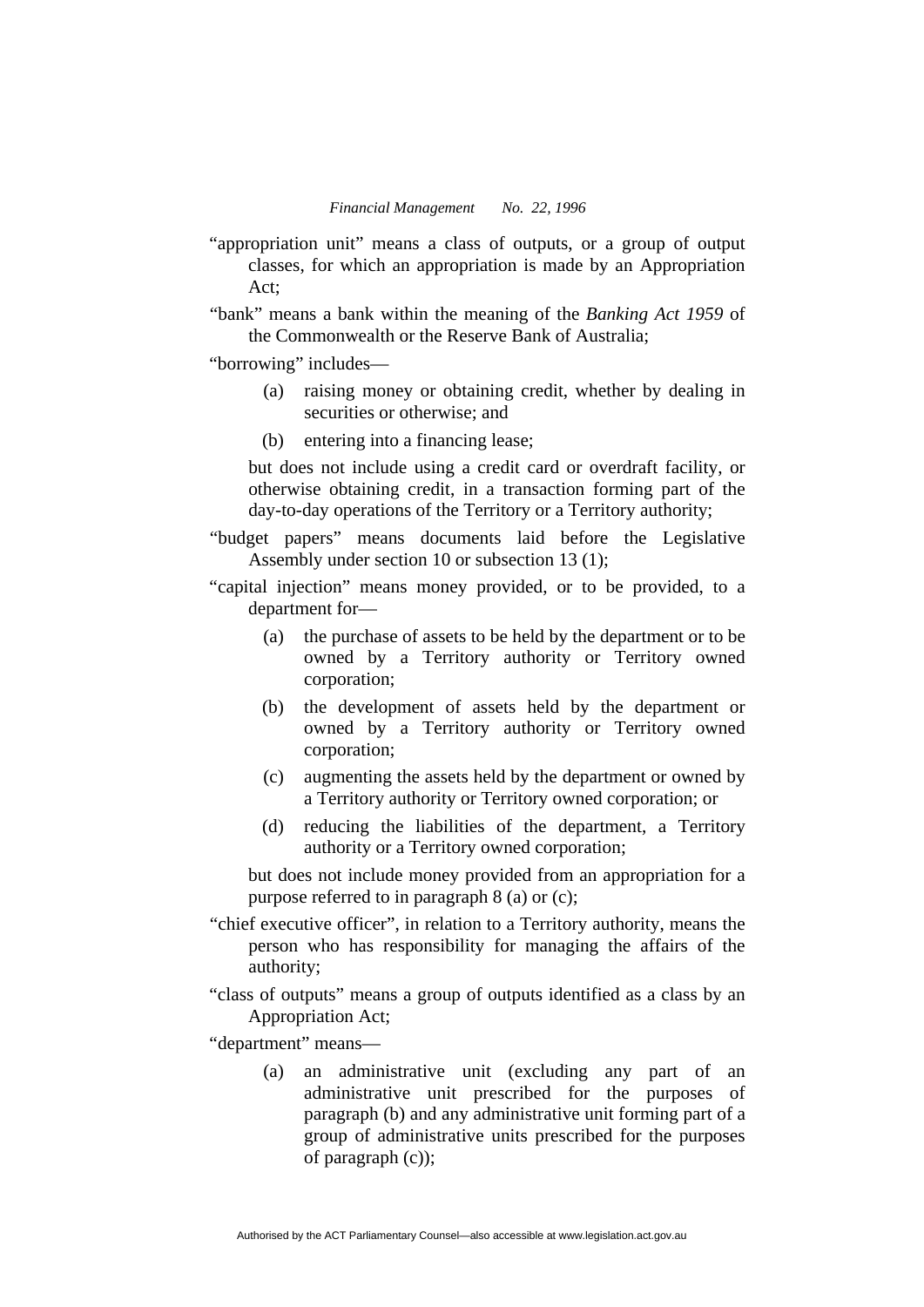"appropriation unit" means a class of outputs, or a group of output classes, for which an appropriation is made by an Appropriation Act;

"bank" means a bank within the meaning of the *Banking Act 1959* of the Commonwealth or the Reserve Bank of Australia;

"borrowing" includes—

(a) raising money or obtaining credit, whether by dealing in securities or otherwise; and

(b) entering into a financing lease;

but does not include using a credit card or overdraft facility, or otherwise obtaining credit, in a transaction forming part of the day-to-day operations of the Territory or a Territory authority;

"budget papers" means documents laid before the Legislative Assembly under section 10 or subsection 13 (1);

"capital injection" means money provided, or to be provided, to a department for—

(a) the purchase of assets to be held by the department or to be owned by a Territory authority or Territory owned corporation;

(b) the development of assets held by the department or owned by a Territory authority or Territory owned corporation;

(c) augmenting the assets held by the department or owned by a Territory authority or Territory owned corporation; or

(d) reducing the liabilities of the department, a Territory authority or a Territory owned corporation;

but does not include money provided from an appropriation for a purpose referred to in paragraph 8 (a) or (c);

"chief executive officer", in relation to a Territory authority, means the person who has responsibility for managing the affairs of the authority;

"class of outputs" means a group of outputs identified as a class by an Appropriation Act;

"department" means—

(a) an administrative unit (excluding any part of an administrative unit prescribed for the purposes of paragraph (b) and any administrative unit forming part of a group of administrative units prescribed for the purposes of paragraph (c));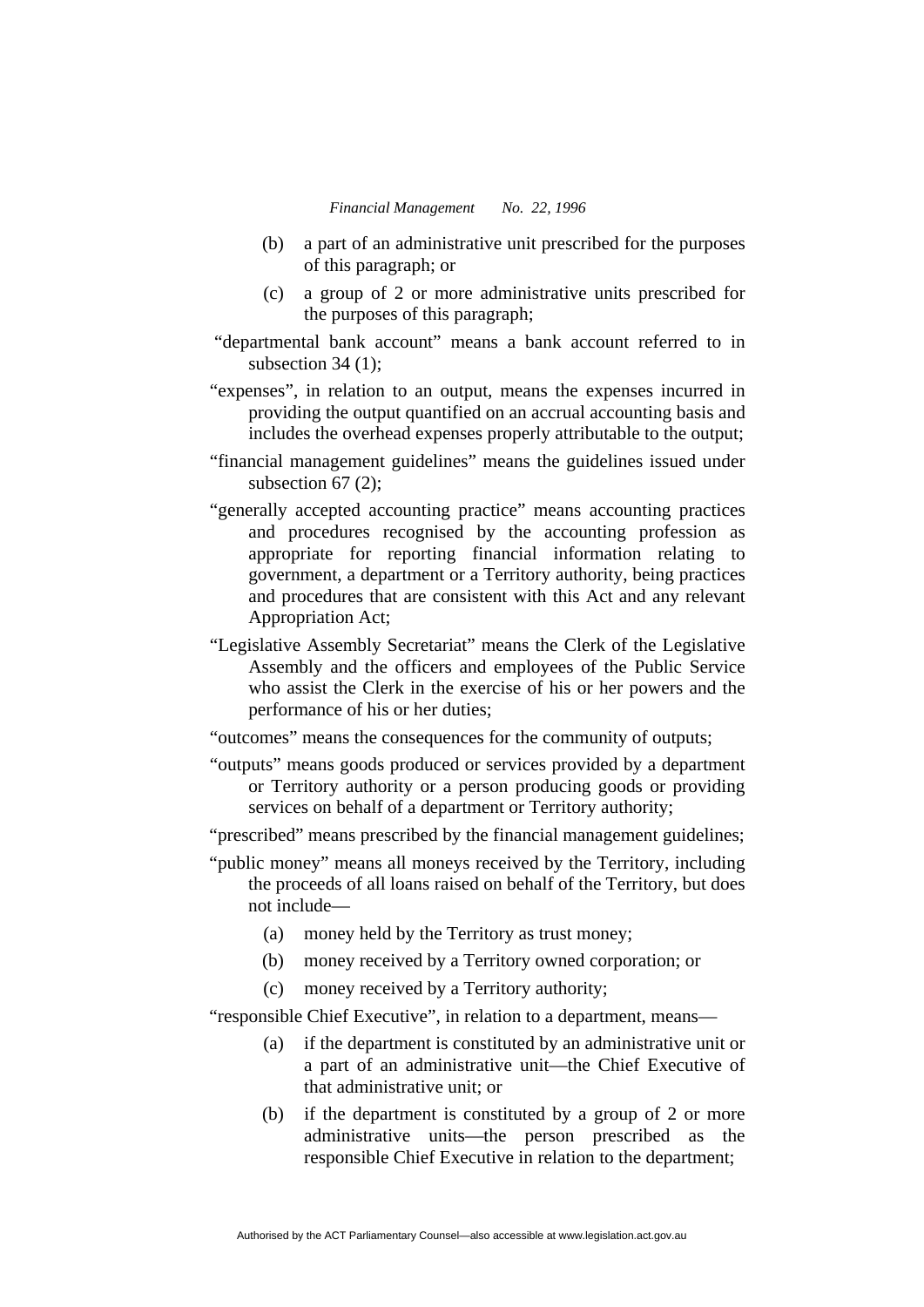(b) a part of an administrative unit prescribed for the purposes of this paragraph; or

(c) a group of 2 or more administrative units prescribed for the purposes of this paragraph;

"departmental bank account" means a bank account referred to in subsection 34 (1);

"expenses", in relation to an output, means the expenses incurred in providing the output quantified on an accrual accounting basis and includes the overhead expenses properly attributable to the output;

"financial management guidelines" means the guidelines issued under subsection 67 (2);

"generally accepted accounting practice" means accounting practices and procedures recognised by the accounting profession as appropriate for reporting financial information relating to government, a department or a Territory authority, being practices and procedures that are consistent with this Act and any relevant Appropriation Act;

"Legislative Assembly Secretariat" means the Clerk of the Legislative Assembly and the officers and employees of the Public Service who assist the Clerk in the exercise of his or her powers and the performance of his or her duties;

"outcomes" means the consequences for the community of outputs;

"outputs" means goods produced or services provided by a department or Territory authority or a person producing goods or providing services on behalf of a department or Territory authority;

"prescribed" means prescribed by the financial management guidelines;

"public money" means all moneys received by the Territory, including the proceeds of all loans raised on behalf of the Territory, but does not include—

(a) money held by the Territory as trust money;

(b) money received by a Territory owned corporation; or

(c) money received by a Territory authority;

"responsible Chief Executive", in relation to a department, means—

(a) if the department is constituted by an administrative unit or a part of an administrative unit—the Chief Executive of that administrative unit; or

(b) if the department is constituted by a group of 2 or more administrative units—the person prescribed as the responsible Chief Executive in relation to the department;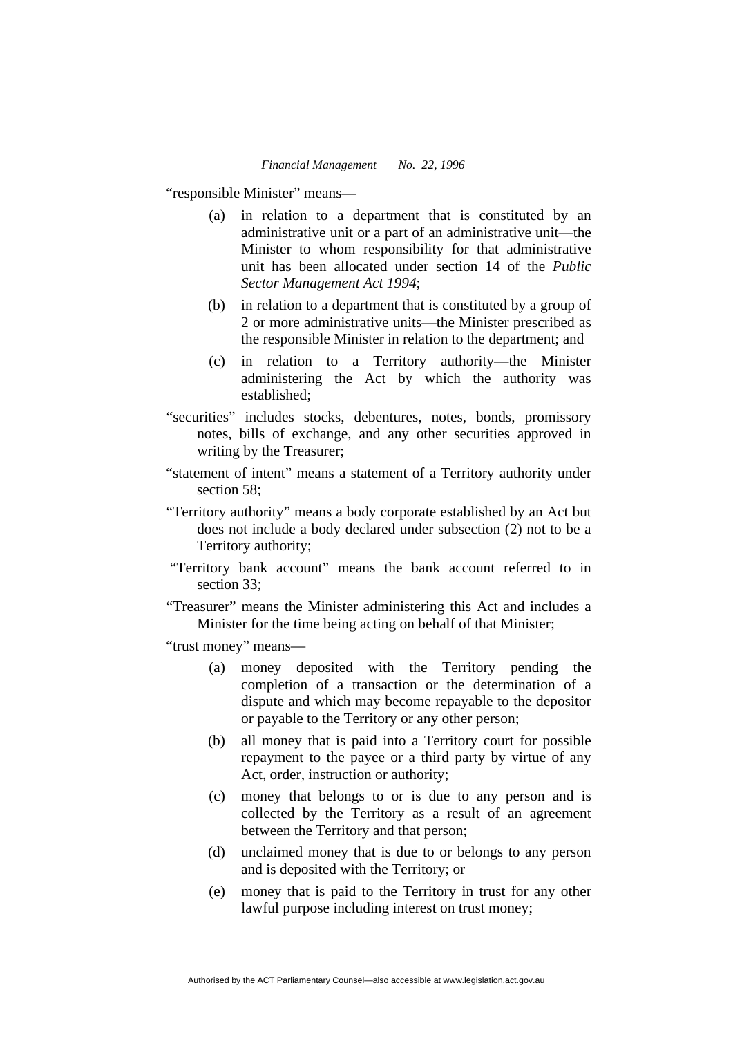"responsible Minister" means—

(a) in relation to a department that is constituted by an administrative unit or a part of an administrative unit—the Minister to whom responsibility for that administrative unit has been allocated under section 14 of the *Public Sector Management Act 1994*;

(b) in relation to a department that is constituted by a group of 2 or more administrative units—the Minister prescribed as the responsible Minister in relation to the department; and

(c) in relation to a Territory authority—the Minister administering the Act by which the authority was established;

"securities" includes stocks, debentures, notes, bonds, promissory notes, bills of exchange, and any other securities approved in writing by the Treasurer;

"statement of intent" means a statement of a Territory authority under section 58;

"Territory authority" means a body corporate established by an Act but does not include a body declared under subsection (2) not to be a Territory authority;

"Territory bank account" means the bank account referred to in section 33;

"Treasurer" means the Minister administering this Act and includes a Minister for the time being acting on behalf of that Minister;

"trust money" means—

(a) money deposited with the Territory pending the completion of a transaction or the determination of a dispute and which may become repayable to the depositor or payable to the Territory or any other person;

(b) all money that is paid into a Territory court for possible repayment to the payee or a third party by virtue of any Act, order, instruction or authority;

(c) money that belongs to or is due to any person and is collected by the Territory as a result of an agreement between the Territory and that person;

(d) unclaimed money that is due to or belongs to any person and is deposited with the Territory; or

(e) money that is paid to the Territory in trust for any other lawful purpose including interest on trust money;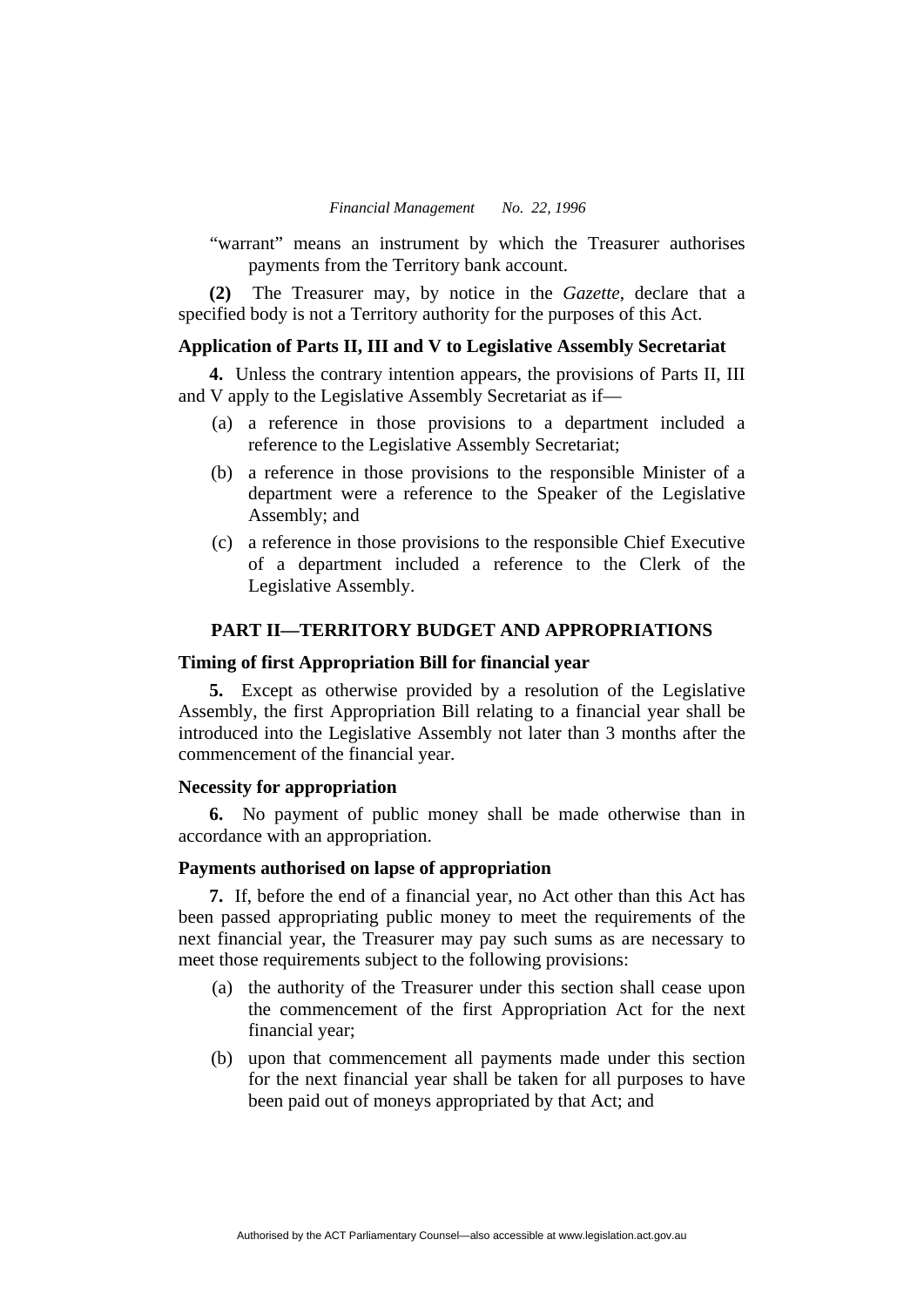"warrant" means an instrument by which the Treasurer authorises payments from the Territory bank account.

**(2)** The Treasurer may, by notice in the *Gazette*, declare that a specified body is not a Territory authority for the purposes of this Act.

**Application of Parts II, III and V to Legislative Assembly Secretariat**

**4.** Unless the contrary intention appears, the provisions of Parts II, III and V apply to the Legislative Assembly Secretariat as if—

(a) a reference in those provisions to a department included a reference to the Legislative Assembly Secretariat;

(b) a reference in those provisions to the responsible Minister of a department were a reference to the Speaker of the Legislative Assembly; and

(c) a reference in those provisions to the responsible Chief Executive of a department included a reference to the Clerk of the Legislative Assembly.

## PART II—TERRITORY BUDGET AND APPROPRIATIONS

**Timing of first Appropriation Bill for financial year**

**5.** Except as otherwise provided by a resolution of the Legislative Assembly, the first Appropriation Bill relating to a financial year shall be introduced into the Legislative Assembly not later than 3 months after the commencement of the financial year.

**Necessity for appropriation**

**6.** No payment of public money shall be made otherwise than in accordance with an appropriation.

**Payments authorised on lapse of appropriation**

**7.** If, before the end of a financial year, no Act other than this Act has been passed appropriating public money to meet the requirements of the next financial year, the Treasurer may pay such sums as are necessary to meet those requirements subject to the following provisions:

(a) the authority of the Treasurer under this section shall cease upon the commencement of the first Appropriation Act for the next financial year;

(b) upon that commencement all payments made under this section for the next financial year shall be taken for all purposes to have been paid out of moneys appropriated by that Act; and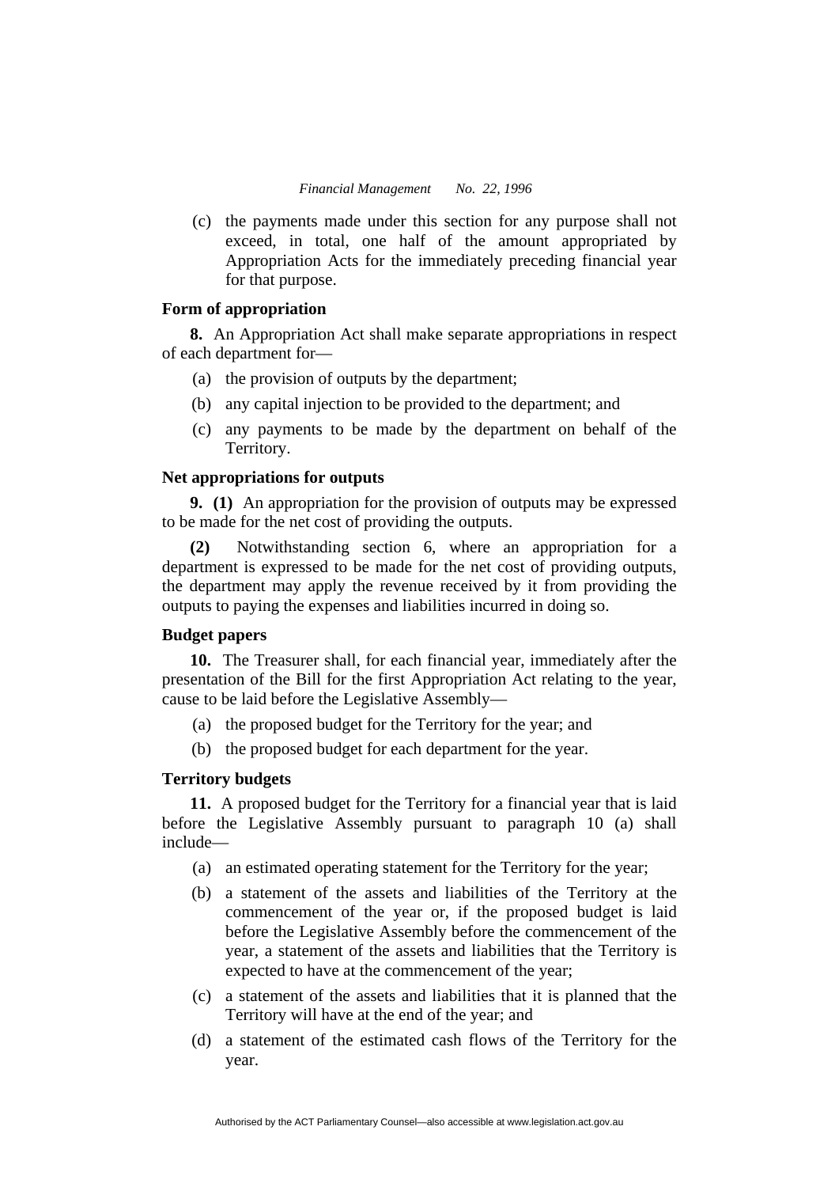(c) the payments made under this section for any purpose shall not exceed, in total, one half of the amount appropriated by Appropriation Acts for the immediately preceding financial year for that purpose.

**Form of appropriation**

**8.** An Appropriation Act shall make separate appropriations in respect of each department for—

(a) the provision of outputs by the department;

(b) any capital injection to be provided to the department; and

(c) any payments to be made by the department on behalf of the Territory.

**Net appropriations for outputs**

**9. (1)** An appropriation for the provision of outputs may be expressed to be made for the net cost of providing the outputs.

**(2)** Notwithstanding section 6, where an appropriation for a department is expressed to be made for the net cost of providing outputs, the department may apply the revenue received by it from providing the outputs to paying the expenses and liabilities incurred in doing so.

**Budget papers**

**10.** The Treasurer shall, for each financial year, immediately after the presentation of the Bill for the first Appropriation Act relating to the year, cause to be laid before the Legislative Assembly—

(a) the proposed budget for the Territory for the year; and

(b) the proposed budget for each department for the year.

**Territory budgets**

**11.** A proposed budget for the Territory for a financial year that is laid before the Legislative Assembly pursuant to paragraph 10 (a) shall include—

(a) an estimated operating statement for the Territory for the year;

(b) a statement of the assets and liabilities of the Territory at the commencement of the year or, if the proposed budget is laid before the Legislative Assembly before the commencement of the year, a statement of the assets and liabilities that the Territory is expected to have at the commencement of the year;

(c) a statement of the assets and liabilities that it is planned that the Territory will have at the end of the year; and

(d) a statement of the estimated cash flows of the Territory for the year.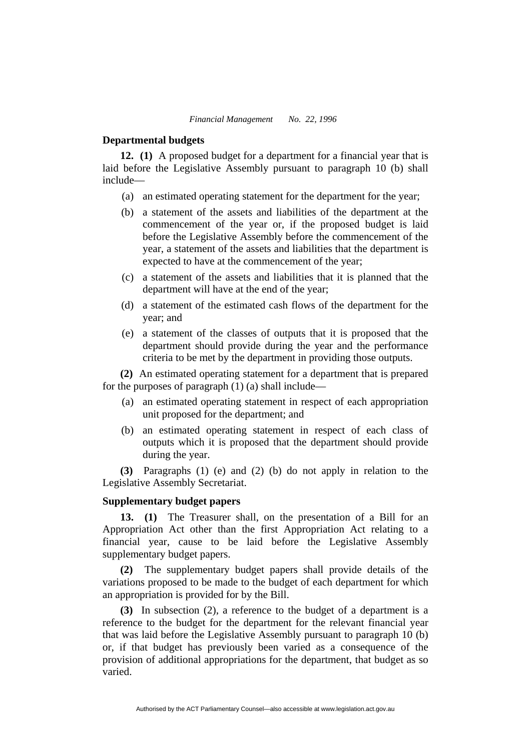## Departmental budgets

**12. (1)** A proposed budget for a department for a financial year that is laid before the Legislative Assembly pursuant to paragraph 10 (b) shall include—

(a) an estimated operating statement for the department for the year;

(b) a statement of the assets and liabilities of the department at the commencement of the year or, if the proposed budget is laid before the Legislative Assembly before the commencement of the year, a statement of the assets and liabilities that the department is expected to have at the commencement of the year;

(c) a statement of the assets and liabilities that it is planned that the department will have at the end of the year;

(d) a statement of the estimated cash flows of the department for the year; and

(e) a statement of the classes of outputs that it is proposed that the department should provide during the year and the performance criteria to be met by the department in providing those outputs.

**(2)** An estimated operating statement for a department that is prepared for the purposes of paragraph (1) (a) shall include—

(a) an estimated operating statement in respect of each appropriation unit proposed for the department; and

(b) an estimated operating statement in respect of each class of outputs which it is proposed that the department should provide during the year.

**(3)** Paragraphs (1) (e) and (2) (b) do not apply in relation to the Legislative Assembly Secretariat.

## Supplementary budget papers

**13. (1)** The Treasurer shall, on the presentation of a Bill for an Appropriation Act other than the first Appropriation Act relating to a financial year, cause to be laid before the Legislative Assembly supplementary budget papers.

**(2)** The supplementary budget papers shall provide details of the variations proposed to be made to the budget of each department for which an appropriation is provided for by the Bill.

**(3)** In subsection (2), a reference to the budget of a department is a reference to the budget for the department for the relevant financial year that was laid before the Legislative Assembly pursuant to paragraph 10 (b) or, if that budget has previously been varied as a consequence of the provision of additional appropriations for the department, that budget as so varied.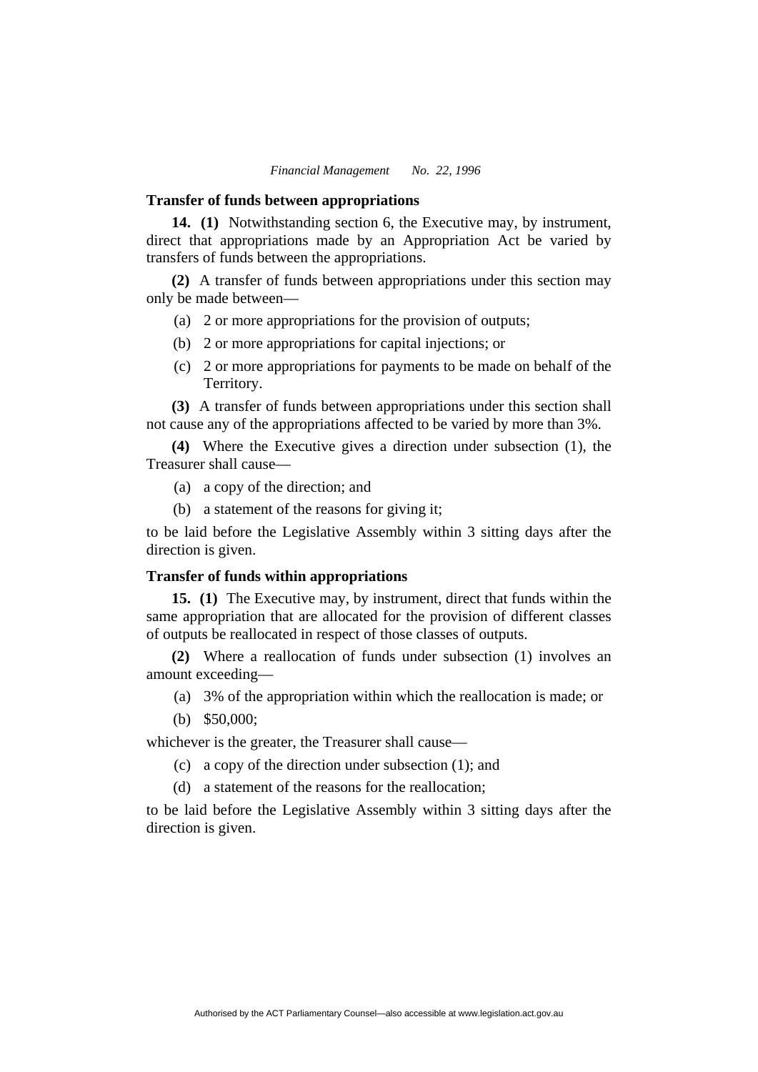**Transfer of funds between appropriations**

**14. (1)** Notwithstanding section 6, the Executive may, by instrument, direct that appropriations made by an Appropriation Act be varied by transfers of funds between the appropriations.

**(2)** A transfer of funds between appropriations under this section may only be made between—

(a) 2 or more appropriations for the provision of outputs;

(b) 2 or more appropriations for capital injections; or

(c) 2 or more appropriations for payments to be made on behalf of the Territory.

**(3)** A transfer of funds between appropriations under this section shall not cause any of the appropriations affected to be varied by more than 3%.

**(4)** Where the Executive gives a direction under subsection (1), the Treasurer shall cause—

(a) a copy of the direction; and

(b) a statement of the reasons for giving it;

to be laid before the Legislative Assembly within 3 sitting days after the direction is given.

**Transfer of funds within appropriations**

**15. (1)** The Executive may, by instrument, direct that funds within the same appropriation that are allocated for the provision of different classes of outputs be reallocated in respect of those classes of outputs.

**(2)** Where a reallocation of funds under subsection (1) involves an amount exceeding—

(a) 3% of the appropriation within which the reallocation is made; or

(b) $50,000;

whichever is the greater, the Treasurer shall cause—

(c) a copy of the direction under subsection (1); and

(d) a statement of the reasons for the reallocation;

to be laid before the Legislative Assembly within 3 sitting days after the direction is given.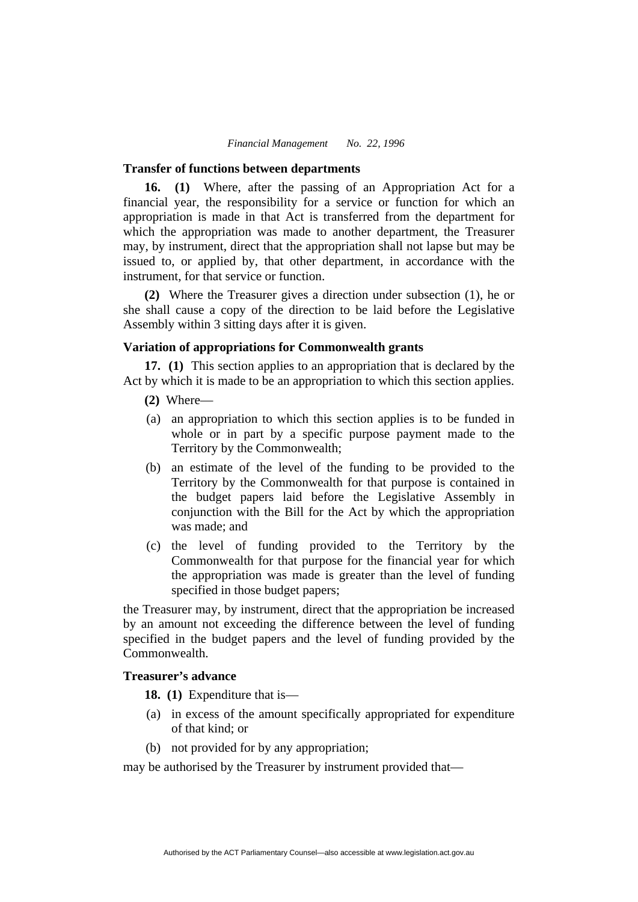### Transfer of functions between departments

**16. (1)** Where, after the passing of an Appropriation Act for a financial year, the responsibility for a service or function for which an appropriation is made in that Act is transferred from the department for which the appropriation was made to another department, the Treasurer may, by instrument, direct that the appropriation shall not lapse but may be issued to, or applied by, that other department, in accordance with the instrument, for that service or function.

**(2)** Where the Treasurer gives a direction under subsection (1), he or she shall cause a copy of the direction to be laid before the Legislative Assembly within 3 sitting days after it is given.

### Variation of appropriations for Commonwealth grants

**17. (1)** This section applies to an appropriation that is declared by the Act by which it is made to be an appropriation to which this section applies.

**(2)** Where—

(a) an appropriation to which this section applies is to be funded in whole or in part by a specific purpose payment made to the Territory by the Commonwealth;

(b) an estimate of the level of the funding to be provided to the Territory by the Commonwealth for that purpose is contained in the budget papers laid before the Legislative Assembly in conjunction with the Bill for the Act by which the appropriation was made; and

(c) the level of funding provided to the Territory by the Commonwealth for that purpose for the financial year for which the appropriation was made is greater than the level of funding specified in those budget papers;

the Treasurer may, by instrument, direct that the appropriation be increased by an amount not exceeding the difference between the level of funding specified in the budget papers and the level of funding provided by the Commonwealth.

### Treasurer's advance

**18. (1)** Expenditure that is—

(a) in excess of the amount specifically appropriated for expenditure of that kind; or

(b) not provided for by any appropriation;

may be authorised by the Treasurer by instrument provided that—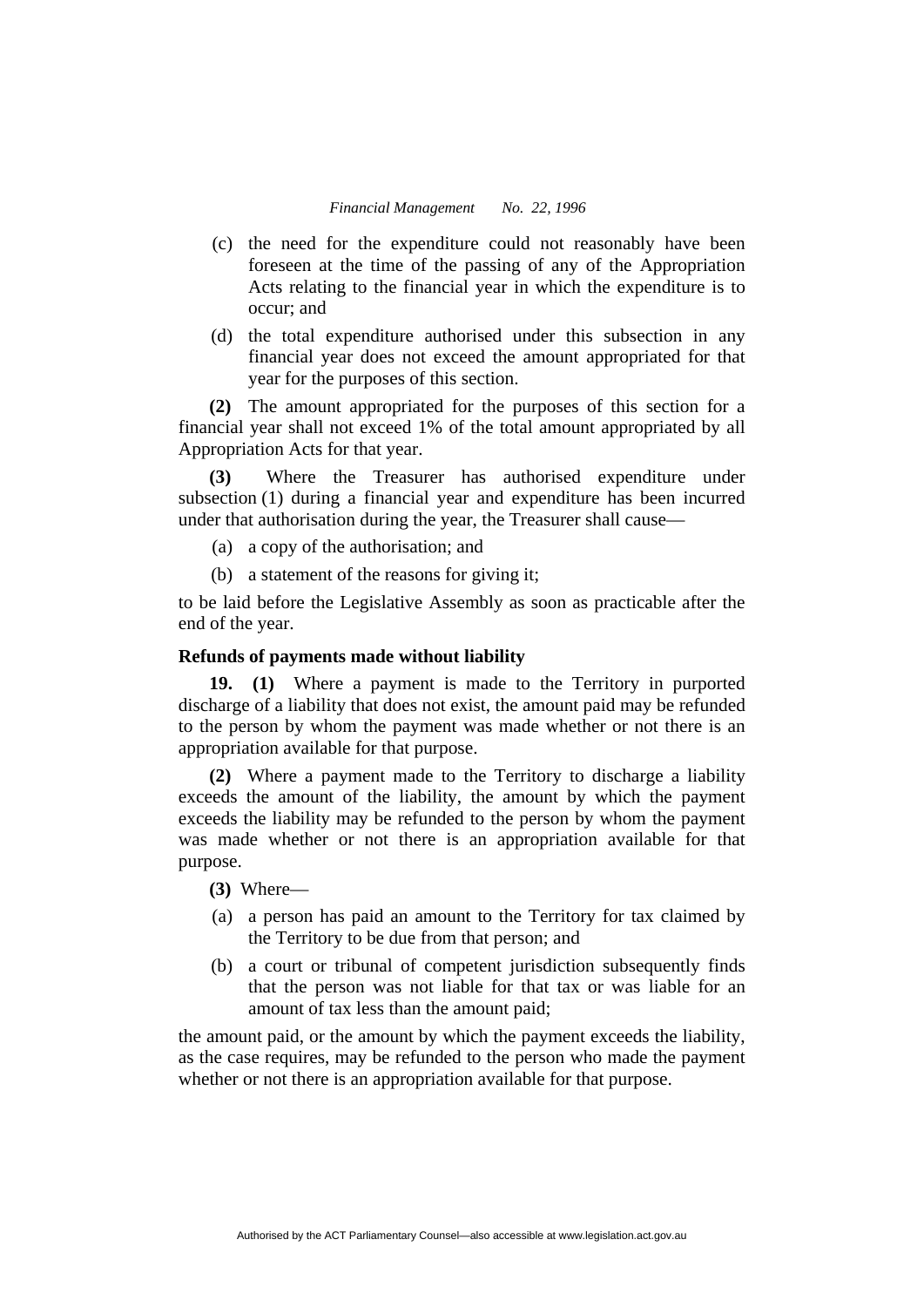(c) the need for the expenditure could not reasonably have been foreseen at the time of the passing of any of the Appropriation Acts relating to the financial year in which the expenditure is to occur; and

(d) the total expenditure authorised under this subsection in any financial year does not exceed the amount appropriated for that year for the purposes of this section.

**(2)** The amount appropriated for the purposes of this section for a financial year shall not exceed 1% of the total amount appropriated by all Appropriation Acts for that year.

**(3)** Where the Treasurer has authorised expenditure under subsection (1) during a financial year and expenditure has been incurred under that authorisation during the year, the Treasurer shall cause—

(a) a copy of the authorisation; and

(b) a statement of the reasons for giving it;

to be laid before the Legislative Assembly as soon as practicable after the end of the year.

**Refunds of payments made without liability**

**19. (1)** Where a payment is made to the Territory in purported discharge of a liability that does not exist, the amount paid may be refunded to the person by whom the payment was made whether or not there is an appropriation available for that purpose.

**(2)** Where a payment made to the Territory to discharge a liability exceeds the amount of the liability, the amount by which the payment exceeds the liability may be refunded to the person by whom the payment was made whether or not there is an appropriation available for that purpose.

**(3)** Where—

(a) a person has paid an amount to the Territory for tax claimed by the Territory to be due from that person; and

(b) a court or tribunal of competent jurisdiction subsequently finds that the person was not liable for that tax or was liable for an amount of tax less than the amount paid;

the amount paid, or the amount by which the payment exceeds the liability, as the case requires, may be refunded to the person who made the payment whether or not there is an appropriation available for that purpose.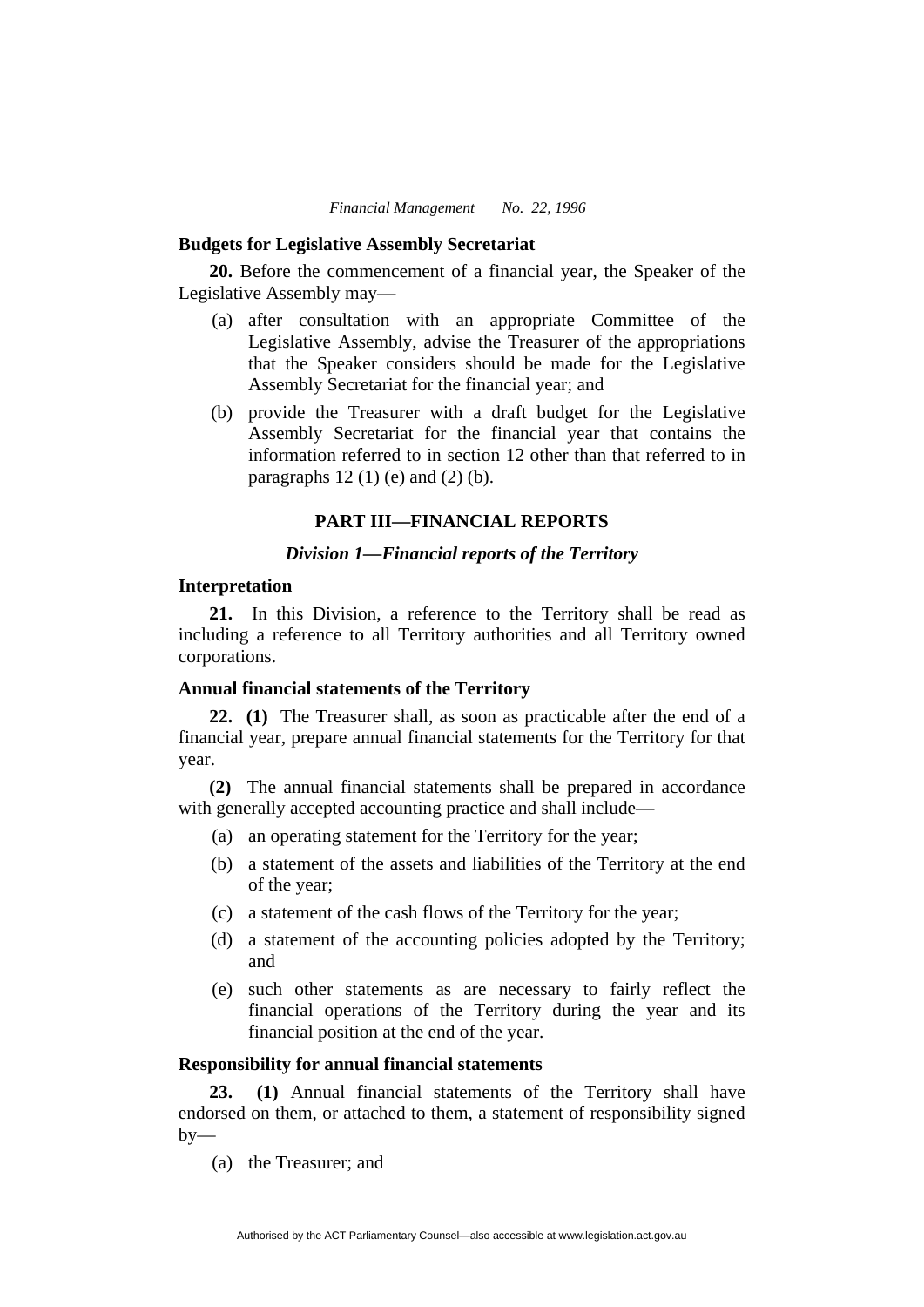**Budgets for Legislative Assembly Secretariat**

**20.** Before the commencement of a financial year, the Speaker of the Legislative Assembly may—

(a) after consultation with an appropriate Committee of the Legislative Assembly, advise the Treasurer of the appropriations that the Speaker considers should be made for the Legislative Assembly Secretariat for the financial year; and

(b) provide the Treasurer with a draft budget for the Legislative Assembly Secretariat for the financial year that contains the information referred to in section 12 other than that referred to in paragraphs 12 (1) (e) and (2) (b).

## PART III—FINANCIAL REPORTS

### *Division 1—Financial reports of the Territory*

**Interpretation**

**21.** In this Division, a reference to the Territory shall be read as including a reference to all Territory authorities and all Territory owned corporations.

**Annual financial statements of the Territory**

**22. (1)** The Treasurer shall, as soon as practicable after the end of a financial year, prepare annual financial statements for the Territory for that year.

**(2)** The annual financial statements shall be prepared in accordance with generally accepted accounting practice and shall include—

(a) an operating statement for the Territory for the year;

(b) a statement of the assets and liabilities of the Territory at the end of the year;

(c) a statement of the cash flows of the Territory for the year;

(d) a statement of the accounting policies adopted by the Territory; and

(e) such other statements as are necessary to fairly reflect the financial operations of the Territory during the year and its financial position at the end of the year.

**Responsibility for annual financial statements**

**23. (1)** Annual financial statements of the Territory shall have endorsed on them, or attached to them, a statement of responsibility signed by—

(a) the Treasurer; and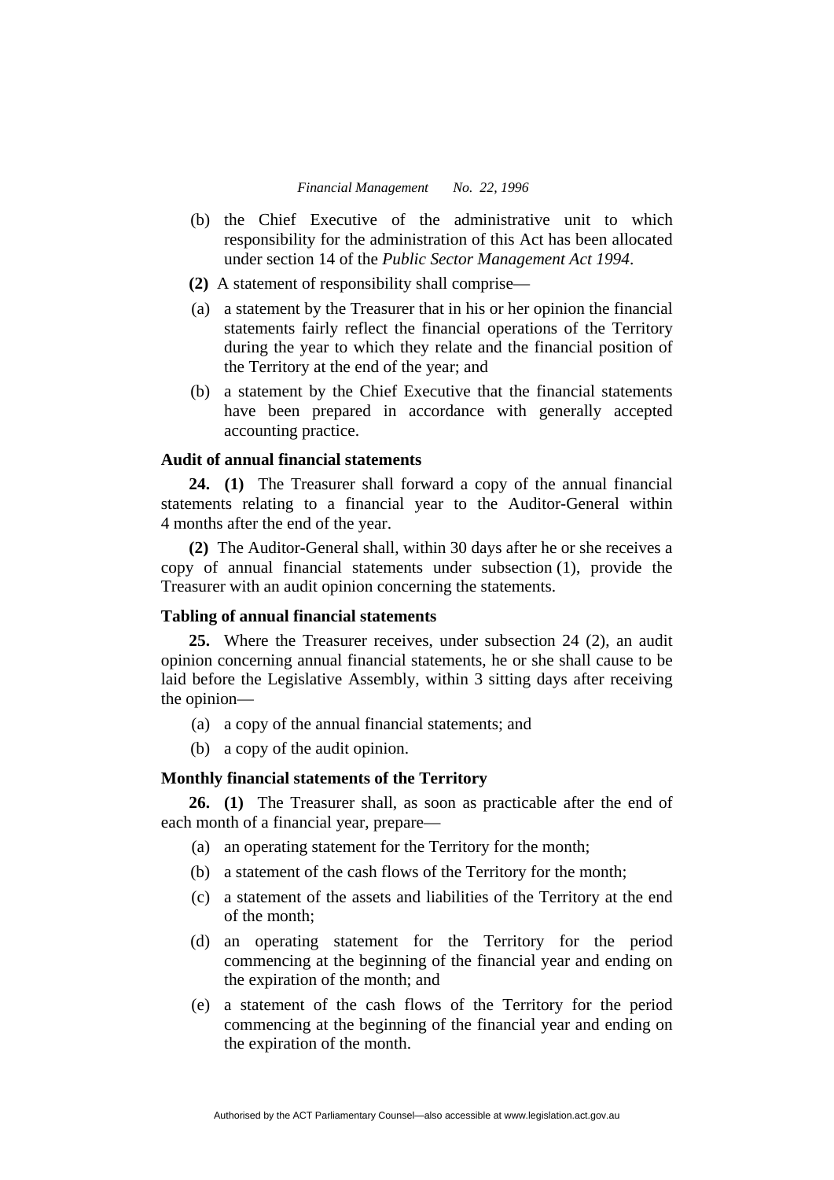(b) the Chief Executive of the administrative unit to which responsibility for the administration of this Act has been allocated under section 14 of the *Public Sector Management Act 1994*.

**(2)** A statement of responsibility shall comprise—

(a) a statement by the Treasurer that in his or her opinion the financial statements fairly reflect the financial operations of the Territory during the year to which they relate and the financial position of the Territory at the end of the year; and

(b) a statement by the Chief Executive that the financial statements have been prepared in accordance with generally accepted accounting practice.

### Audit of annual financial statements

**24. (1)** The Treasurer shall forward a copy of the annual financial statements relating to a financial year to the Auditor-General within 4 months after the end of the year.

**(2)** The Auditor-General shall, within 30 days after he or she receives a copy of annual financial statements under subsection (1), provide the Treasurer with an audit opinion concerning the statements.

### Tabling of annual financial statements

**25.** Where the Treasurer receives, under subsection 24 (2), an audit opinion concerning annual financial statements, he or she shall cause to be laid before the Legislative Assembly, within 3 sitting days after receiving the opinion—

(a) a copy of the annual financial statements; and

(b) a copy of the audit opinion.

### Monthly financial statements of the Territory

**26. (1)** The Treasurer shall, as soon as practicable after the end of each month of a financial year, prepare—

(a) an operating statement for the Territory for the month;

(b) a statement of the cash flows of the Territory for the month;

(c) a statement of the assets and liabilities of the Territory at the end of the month;

(d) an operating statement for the Territory for the period commencing at the beginning of the financial year and ending on the expiration of the month; and

(e) a statement of the cash flows of the Territory for the period commencing at the beginning of the financial year and ending on the expiration of the month.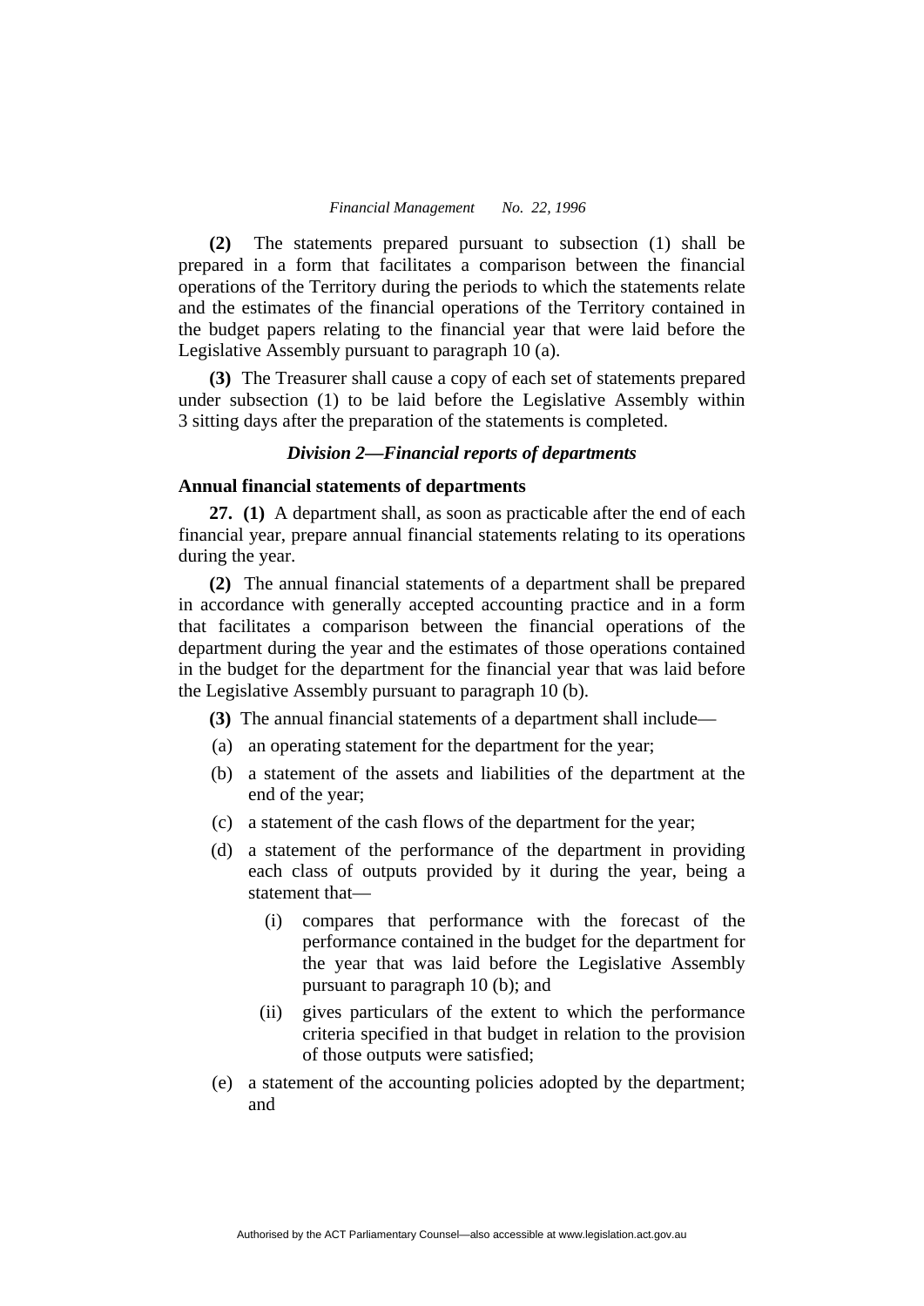**(2)** The statements prepared pursuant to subsection (1) shall be prepared in a form that facilitates a comparison between the financial operations of the Territory during the periods to which the statements relate and the estimates of the financial operations of the Territory contained in the budget papers relating to the financial year that were laid before the Legislative Assembly pursuant to paragraph 10 (a).

**(3)** The Treasurer shall cause a copy of each set of statements prepared under subsection (1) to be laid before the Legislative Assembly within 3 sitting days after the preparation of the statements is completed.

### *Division 2—Financial reports of departments*

**Annual financial statements of departments**

**27.** **(1)** A department shall, as soon as practicable after the end of each financial year, prepare annual financial statements relating to its operations during the year.

**(2)** The annual financial statements of a department shall be prepared in accordance with generally accepted accounting practice and in a form that facilitates a comparison between the financial operations of the department during the year and the estimates of those operations contained in the budget for the department for the financial year that was laid before the Legislative Assembly pursuant to paragraph 10 (b).

**(3)** The annual financial statements of a department shall include—

(a) an operating statement for the department for the year;

(b) a statement of the assets and liabilities of the department at the end of the year;

(c) a statement of the cash flows of the department for the year;

(d) a statement of the performance of the department in providing each class of outputs provided by it during the year, being a statement that—

  (i) compares that performance with the forecast of the performance contained in the budget for the department for the year that was laid before the Legislative Assembly pursuant to paragraph 10 (b); and

  (ii) gives particulars of the extent to which the performance criteria specified in that budget in relation to the provision of those outputs were satisfied;

(e) a statement of the accounting policies adopted by the department; and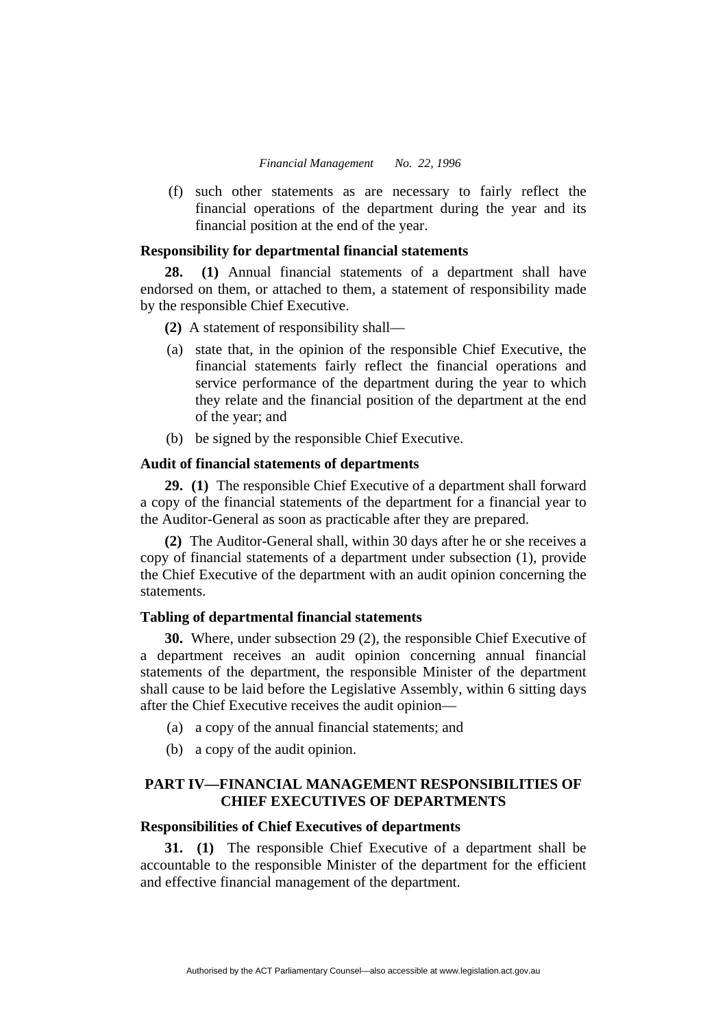(f) such other statements as are necessary to fairly reflect the financial operations of the department during the year and its financial position at the end of the year.

**Responsibility for departmental financial statements**

**28. (1)** Annual financial statements of a department shall have endorsed on them, or attached to them, a statement of responsibility made by the responsible Chief Executive.

**(2)** A statement of responsibility shall—

(a) state that, in the opinion of the responsible Chief Executive, the financial statements fairly reflect the financial operations and service performance of the department during the year to which they relate and the financial position of the department at the end of the year; and

(b) be signed by the responsible Chief Executive.

**Audit of financial statements of departments**

**29. (1)** The responsible Chief Executive of a department shall forward a copy of the financial statements of the department for a financial year to the Auditor-General as soon as practicable after they are prepared.

**(2)** The Auditor-General shall, within 30 days after he or she receives a copy of financial statements of a department under subsection (1), provide the Chief Executive of the department with an audit opinion concerning the statements.

**Tabling of departmental financial statements**

**30.** Where, under subsection 29 (2), the responsible Chief Executive of a department receives an audit opinion concerning annual financial statements of the department, the responsible Minister of the department shall cause to be laid before the Legislative Assembly, within 6 sitting days after the Chief Executive receives the audit opinion—

(a) a copy of the annual financial statements; and

(b) a copy of the audit opinion.

## PART IV—FINANCIAL MANAGEMENT RESPONSIBILITIES OF CHIEF EXECUTIVES OF DEPARTMENTS

**Responsibilities of Chief Executives of departments**

**31. (1)** The responsible Chief Executive of a department shall be accountable to the responsible Minister of the department for the efficient and effective financial management of the department.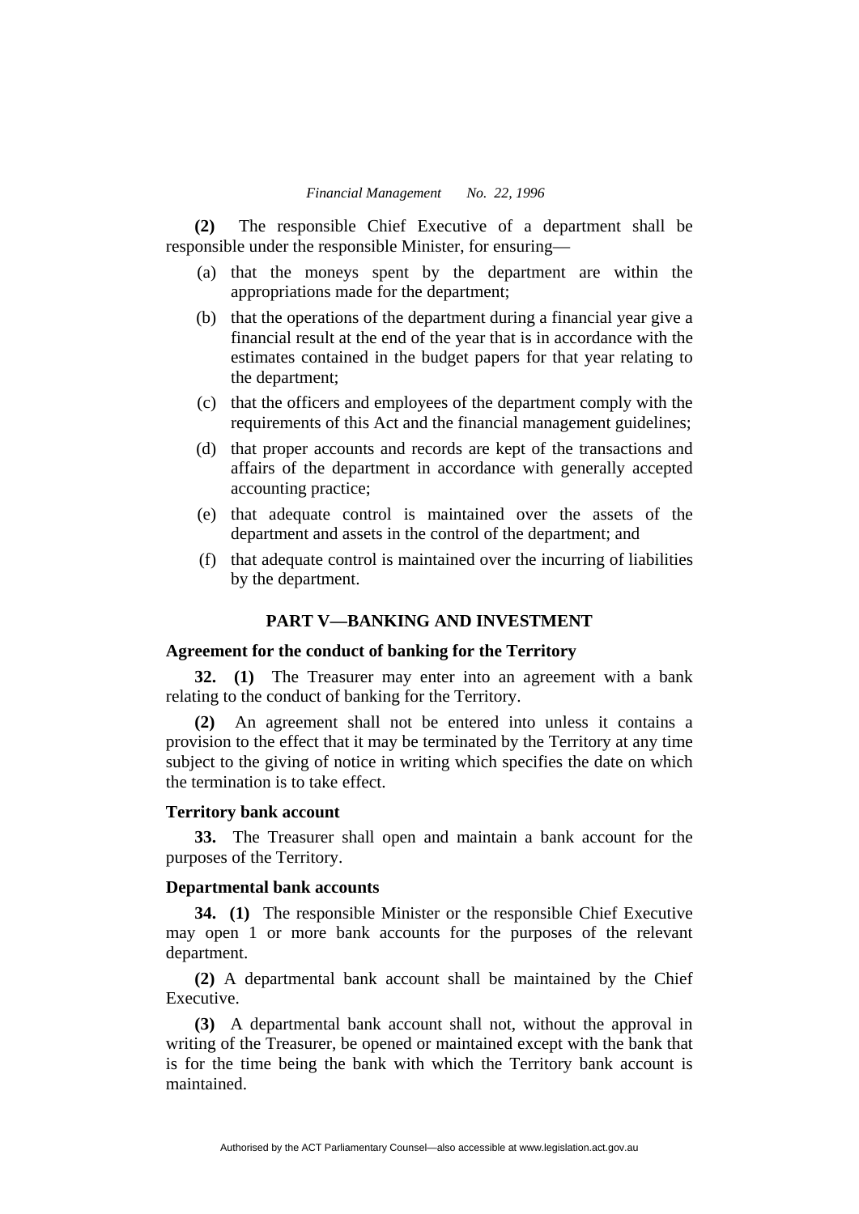**(2)** The responsible Chief Executive of a department shall be responsible under the responsible Minister, for ensuring—

(a) that the moneys spent by the department are within the appropriations made for the department;

(b) that the operations of the department during a financial year give a financial result at the end of the year that is in accordance with the estimates contained in the budget papers for that year relating to the department;

(c) that the officers and employees of the department comply with the requirements of this Act and the financial management guidelines;

(d) that proper accounts and records are kept of the transactions and affairs of the department in accordance with generally accepted accounting practice;

(e) that adequate control is maintained over the assets of the department and assets in the control of the department; and

(f) that adequate control is maintained over the incurring of liabilities by the department.

## PART V—BANKING AND INVESTMENT

### Agreement for the conduct of banking for the Territory

**32. (1)** The Treasurer may enter into an agreement with a bank relating to the conduct of banking for the Territory.

**(2)** An agreement shall not be entered into unless it contains a provision to the effect that it may be terminated by the Territory at any time subject to the giving of notice in writing which specifies the date on which the termination is to take effect.

### Territory bank account

**33.** The Treasurer shall open and maintain a bank account for the purposes of the Territory.

### Departmental bank accounts

**34. (1)** The responsible Minister or the responsible Chief Executive may open 1 or more bank accounts for the purposes of the relevant department.

**(2)** A departmental bank account shall be maintained by the Chief Executive.

**(3)** A departmental bank account shall not, without the approval in writing of the Treasurer, be opened or maintained except with the bank that is for the time being the bank with which the Territory bank account is maintained.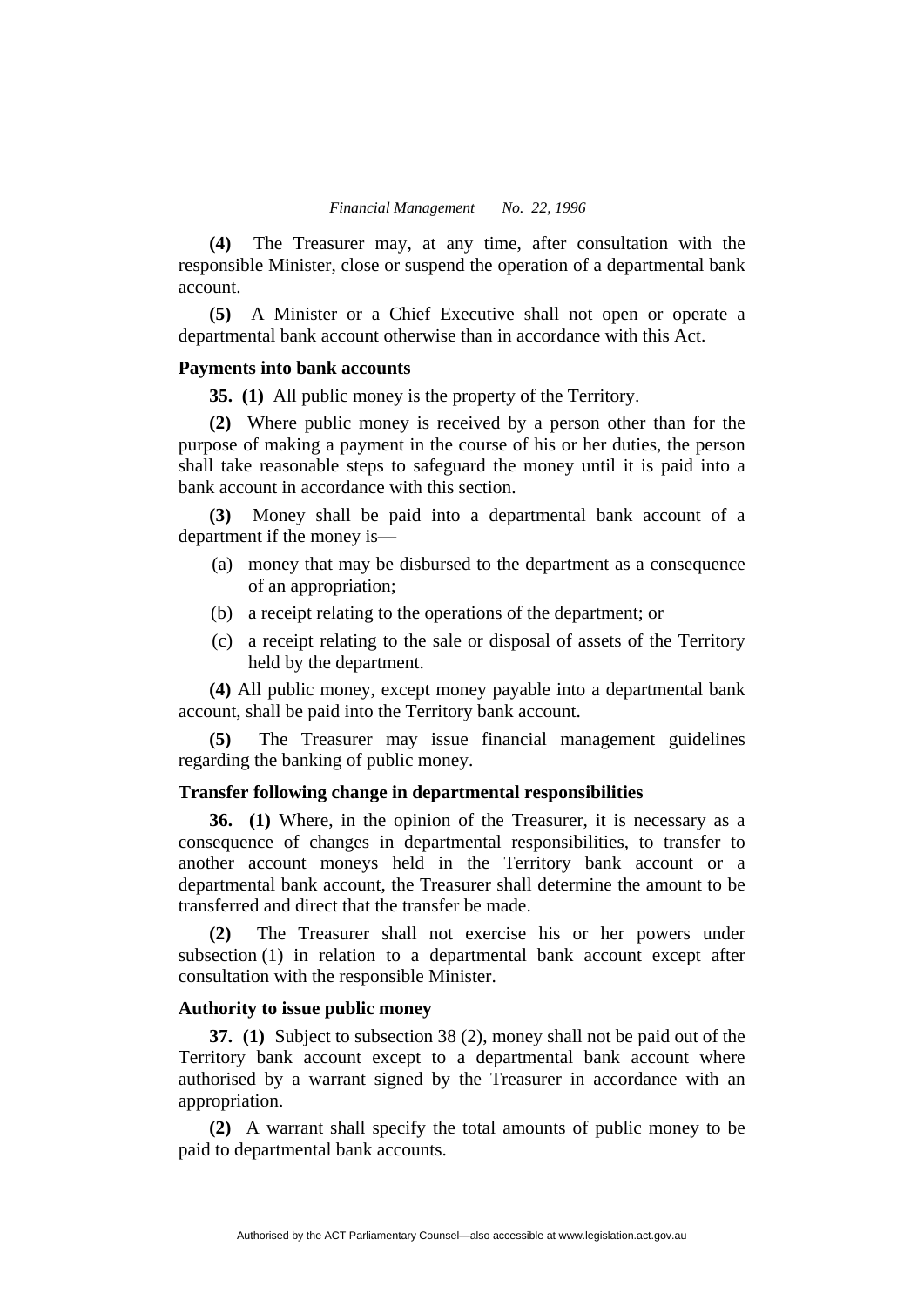**(4)** The Treasurer may, at any time, after consultation with the responsible Minister, close or suspend the operation of a departmental bank account.

**(5)** A Minister or a Chief Executive shall not open or operate a departmental bank account otherwise than in accordance with this Act.

### Payments into bank accounts

**35. (1)** All public money is the property of the Territory.

**(2)** Where public money is received by a person other than for the purpose of making a payment in the course of his or her duties, the person shall take reasonable steps to safeguard the money until it is paid into a bank account in accordance with this section.

**(3)** Money shall be paid into a departmental bank account of a department if the money is—

(a) money that may be disbursed to the department as a consequence of an appropriation;

(b) a receipt relating to the operations of the department; or

(c) a receipt relating to the sale or disposal of assets of the Territory held by the department.

**(4)** All public money, except money payable into a departmental bank account, shall be paid into the Territory bank account.

**(5)** The Treasurer may issue financial management guidelines regarding the banking of public money.

### Transfer following change in departmental responsibilities

**36. (1)** Where, in the opinion of the Treasurer, it is necessary as a consequence of changes in departmental responsibilities, to transfer to another account moneys held in the Territory bank account or a departmental bank account, the Treasurer shall determine the amount to be transferred and direct that the transfer be made.

**(2)** The Treasurer shall not exercise his or her powers under subsection (1) in relation to a departmental bank account except after consultation with the responsible Minister.

### Authority to issue public money

**37. (1)** Subject to subsection 38 (2), money shall not be paid out of the Territory bank account except to a departmental bank account where authorised by a warrant signed by the Treasurer in accordance with an appropriation.

**(2)** A warrant shall specify the total amounts of public money to be paid to departmental bank accounts.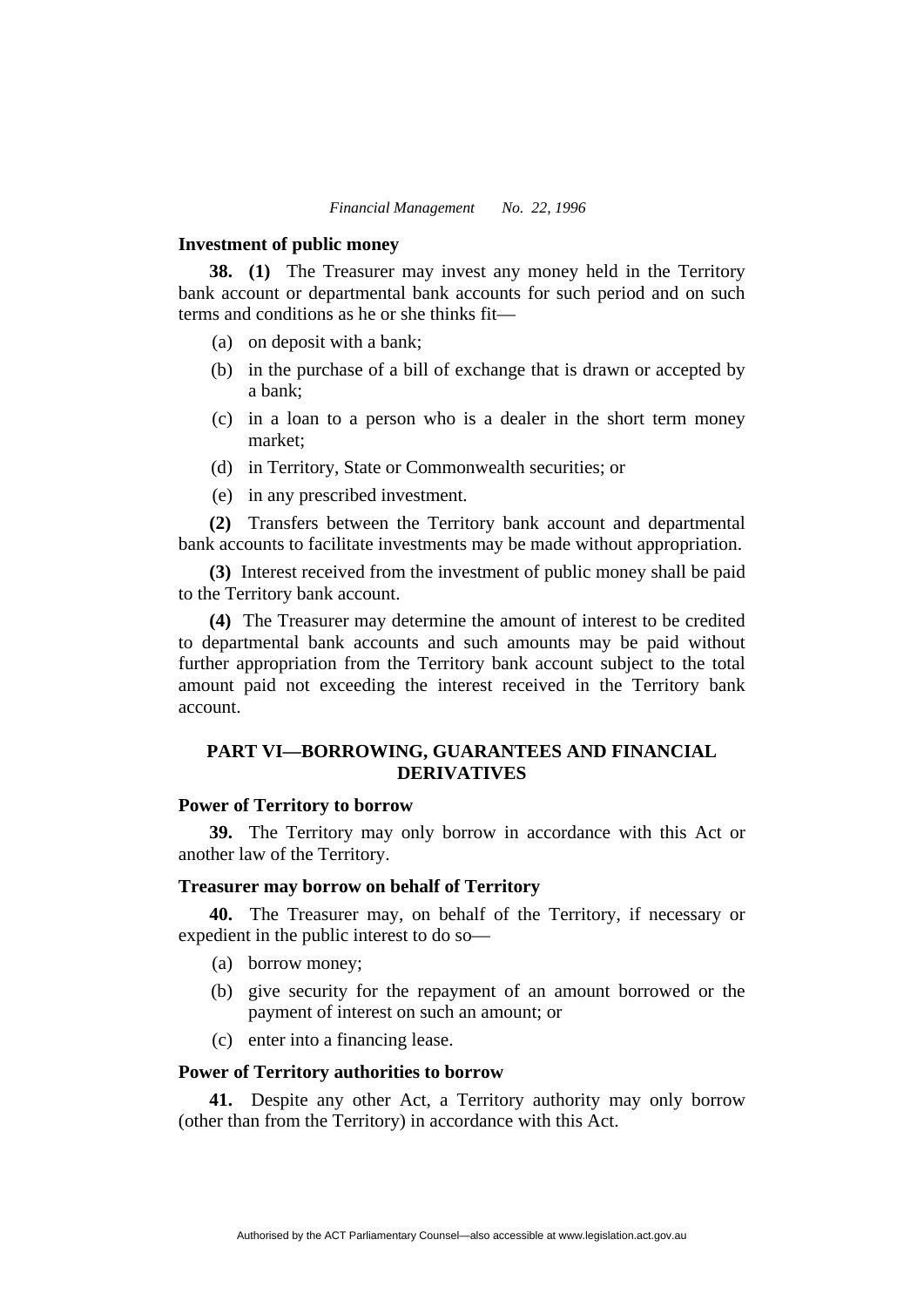### Investment of public money

**38. (1)** The Treasurer may invest any money held in the Territory bank account or departmental bank accounts for such period and on such terms and conditions as he or she thinks fit—

(a) on deposit with a bank;

(b) in the purchase of a bill of exchange that is drawn or accepted by a bank;

(c) in a loan to a person who is a dealer in the short term money market;

(d) in Territory, State or Commonwealth securities; or

(e) in any prescribed investment.

**(2)** Transfers between the Territory bank account and departmental bank accounts to facilitate investments may be made without appropriation.

**(3)** Interest received from the investment of public money shall be paid to the Territory bank account.

**(4)** The Treasurer may determine the amount of interest to be credited to departmental bank accounts and such amounts may be paid without further appropriation from the Territory bank account subject to the total amount paid not exceeding the interest received in the Territory bank account.

## PART VI—BORROWING, GUARANTEES AND FINANCIAL DERIVATIVES

### Power of Territory to borrow

**39.** The Territory may only borrow in accordance with this Act or another law of the Territory.

### Treasurer may borrow on behalf of Territory

**40.** The Treasurer may, on behalf of the Territory, if necessary or expedient in the public interest to do so—

(a) borrow money;

(b) give security for the repayment of an amount borrowed or the payment of interest on such an amount; or

(c) enter into a financing lease.

### Power of Territory authorities to borrow

**41.** Despite any other Act, a Territory authority may only borrow (other than from the Territory) in accordance with this Act.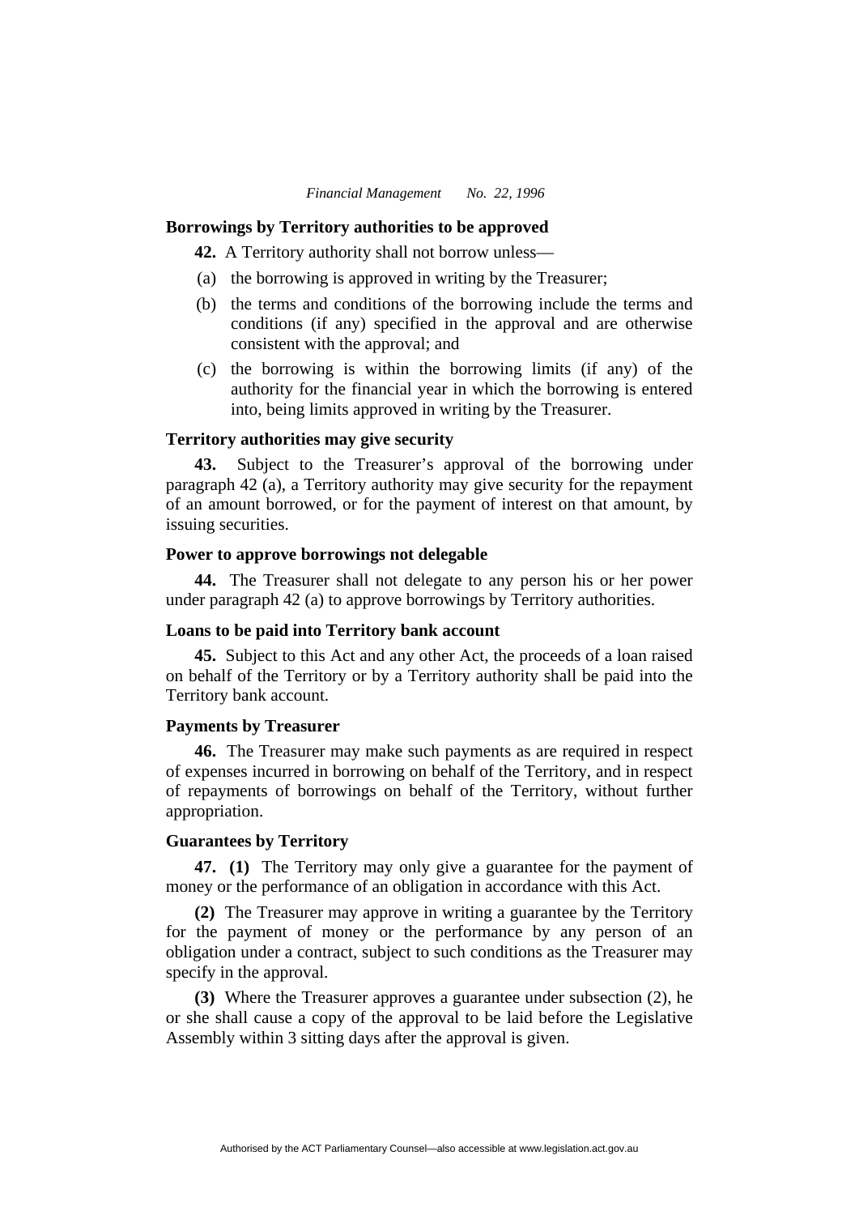### Borrowings by Territory authorities to be approved

**42.** A Territory authority shall not borrow unless—

(a) the borrowing is approved in writing by the Treasurer;

(b) the terms and conditions of the borrowing include the terms and conditions (if any) specified in the approval and are otherwise consistent with the approval; and

(c) the borrowing is within the borrowing limits (if any) of the authority for the financial year in which the borrowing is entered into, being limits approved in writing by the Treasurer.

### Territory authorities may give security

**43.** Subject to the Treasurer's approval of the borrowing under paragraph 42 (a), a Territory authority may give security for the repayment of an amount borrowed, or for the payment of interest on that amount, by issuing securities.

### Power to approve borrowings not delegable

**44.** The Treasurer shall not delegate to any person his or her power under paragraph 42 (a) to approve borrowings by Territory authorities.

### Loans to be paid into Territory bank account

**45.** Subject to this Act and any other Act, the proceeds of a loan raised on behalf of the Territory or by a Territory authority shall be paid into the Territory bank account.

### Payments by Treasurer

**46.** The Treasurer may make such payments as are required in respect of expenses incurred in borrowing on behalf of the Territory, and in respect of repayments of borrowings on behalf of the Territory, without further appropriation.

### Guarantees by Territory

**47. (1)** The Territory may only give a guarantee for the payment of money or the performance of an obligation in accordance with this Act.

**(2)** The Treasurer may approve in writing a guarantee by the Territory for the payment of money or the performance by any person of an obligation under a contract, subject to such conditions as the Treasurer may specify in the approval.

**(3)** Where the Treasurer approves a guarantee under subsection (2), he or she shall cause a copy of the approval to be laid before the Legislative Assembly within 3 sitting days after the approval is given.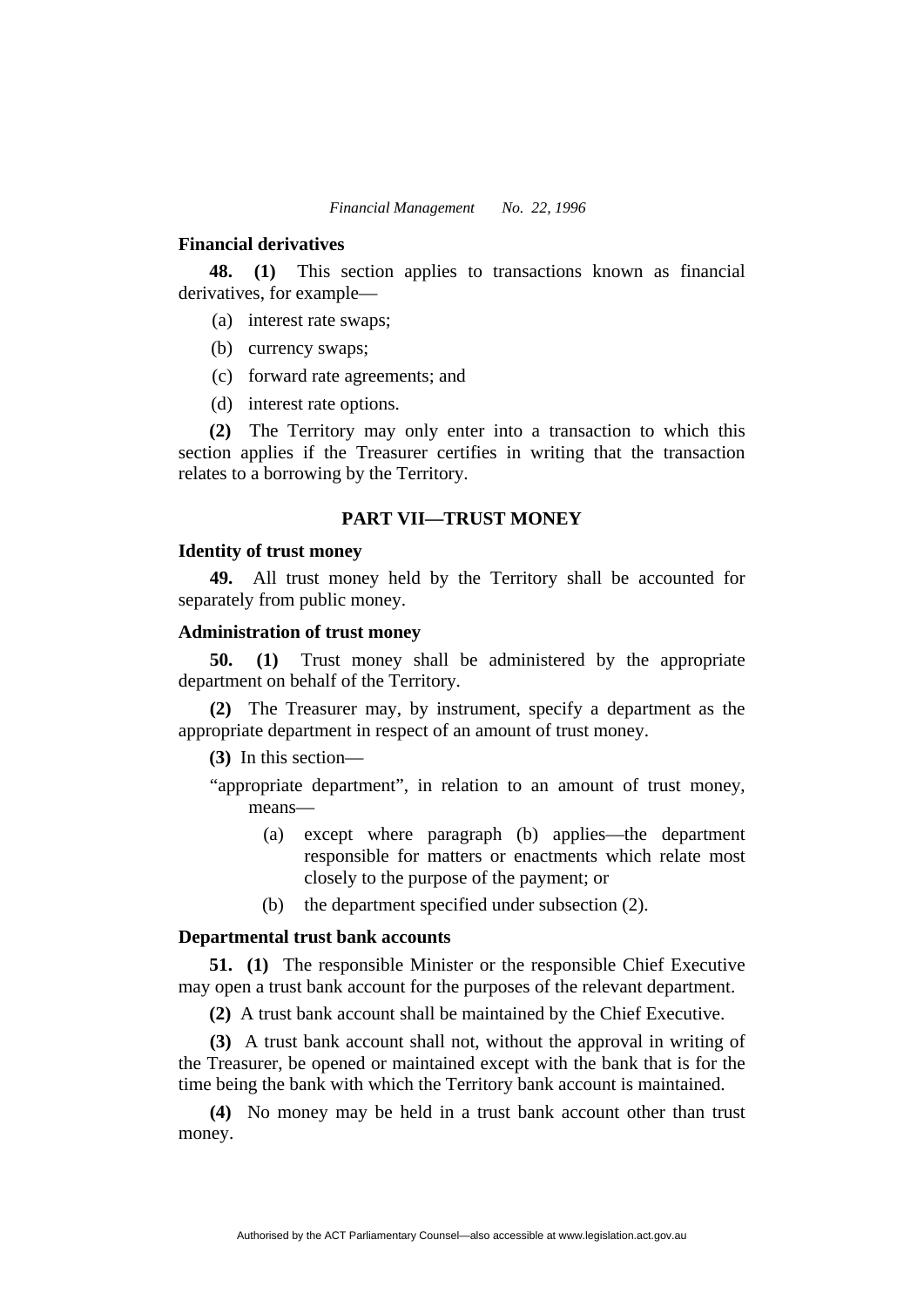### Financial derivatives

**48. (1)** This section applies to transactions known as financial derivatives, for example—

(a) interest rate swaps;

(b) currency swaps;

(c) forward rate agreements; and

(d) interest rate options.

**(2)** The Territory may only enter into a transaction to which this section applies if the Treasurer certifies in writing that the transaction relates to a borrowing by the Territory.

## PART VII—TRUST MONEY

### Identity of trust money

**49.** All trust money held by the Territory shall be accounted for separately from public money.

### Administration of trust money

**50. (1)** Trust money shall be administered by the appropriate department on behalf of the Territory.

**(2)** The Treasurer may, by instrument, specify a department as the appropriate department in respect of an amount of trust money.

**(3)** In this section—

"appropriate department", in relation to an amount of trust money, means—

(a) except where paragraph (b) applies—the department responsible for matters or enactments which relate most closely to the purpose of the payment; or

(b) the department specified under subsection (2).

### Departmental trust bank accounts

**51. (1)** The responsible Minister or the responsible Chief Executive may open a trust bank account for the purposes of the relevant department.

**(2)** A trust bank account shall be maintained by the Chief Executive.

**(3)** A trust bank account shall not, without the approval in writing of the Treasurer, be opened or maintained except with the bank that is for the time being the bank with which the Territory bank account is maintained.

**(4)** No money may be held in a trust bank account other than trust money.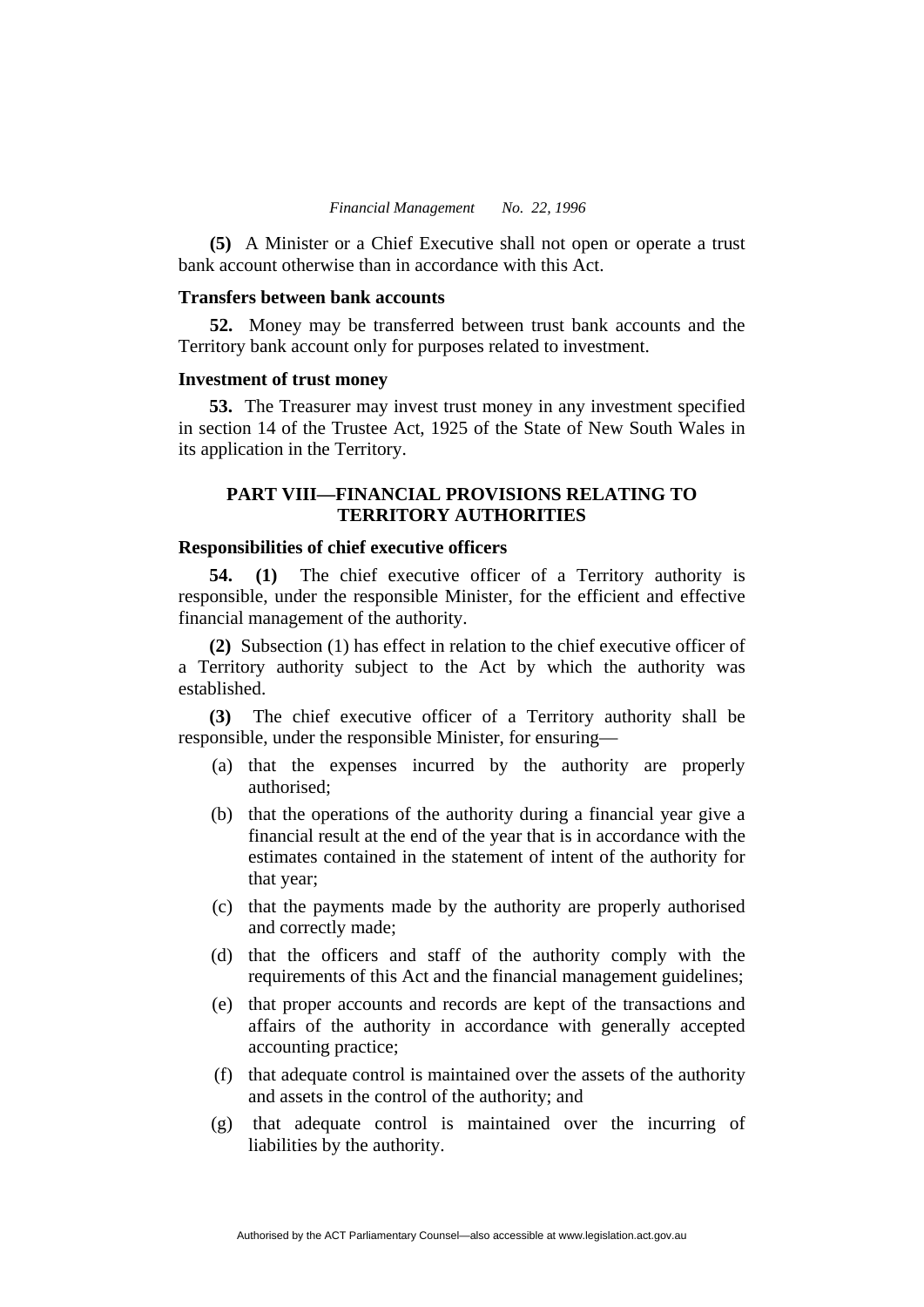**(5)** A Minister or a Chief Executive shall not open or operate a trust bank account otherwise than in accordance with this Act.

### Transfers between bank accounts

**52.** Money may be transferred between trust bank accounts and the Territory bank account only for purposes related to investment.

### Investment of trust money

**53.** The Treasurer may invest trust money in any investment specified in section 14 of the Trustee Act, 1925 of the State of New South Wales in its application in the Territory.

## PART VIII—FINANCIAL PROVISIONS RELATING TO TERRITORY AUTHORITIES

### Responsibilities of chief executive officers

**54. (1)** The chief executive officer of a Territory authority is responsible, under the responsible Minister, for the efficient and effective financial management of the authority.

**(2)** Subsection (1) has effect in relation to the chief executive officer of a Territory authority subject to the Act by which the authority was established.

**(3)** The chief executive officer of a Territory authority shall be responsible, under the responsible Minister, for ensuring—

(a) that the expenses incurred by the authority are properly authorised;

(b) that the operations of the authority during a financial year give a financial result at the end of the year that is in accordance with the estimates contained in the statement of intent of the authority for that year;

(c) that the payments made by the authority are properly authorised and correctly made;

(d) that the officers and staff of the authority comply with the requirements of this Act and the financial management guidelines;

(e) that proper accounts and records are kept of the transactions and affairs of the authority in accordance with generally accepted accounting practice;

(f) that adequate control is maintained over the assets of the authority and assets in the control of the authority; and

(g) that adequate control is maintained over the incurring of liabilities by the authority.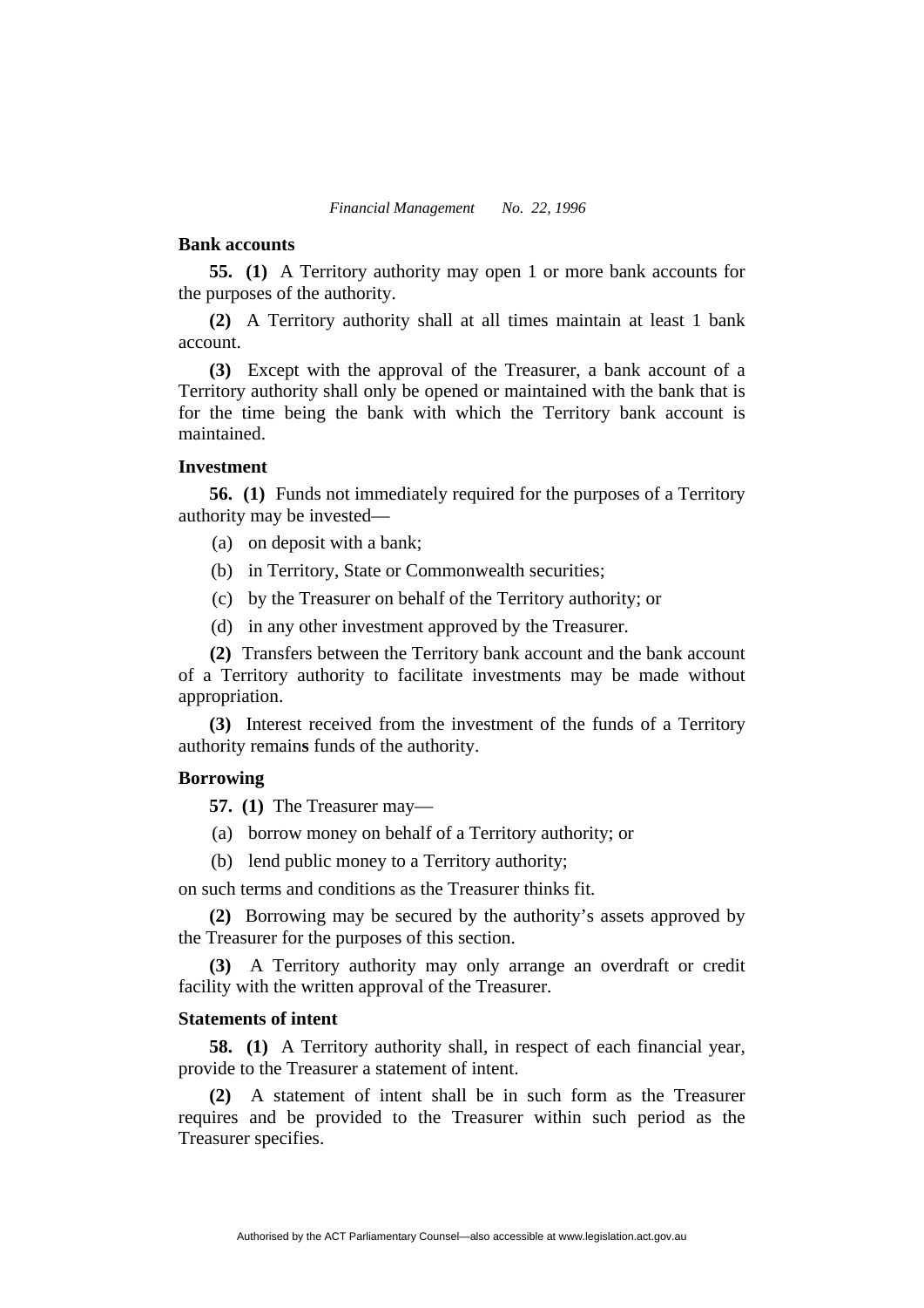**Bank accounts**

**55. (1)** A Territory authority may open 1 or more bank accounts for the purposes of the authority.

**(2)** A Territory authority shall at all times maintain at least 1 bank account.

**(3)** Except with the approval of the Treasurer, a bank account of a Territory authority shall only be opened or maintained with the bank that is for the time being the bank with which the Territory bank account is maintained.

**Investment**

**56. (1)** Funds not immediately required for the purposes of a Territory authority may be invested—

(a) on deposit with a bank;

(b) in Territory, State or Commonwealth securities;

(c) by the Treasurer on behalf of the Territory authority; or

(d) in any other investment approved by the Treasurer.

**(2)** Transfers between the Territory bank account and the bank account of a Territory authority to facilitate investments may be made without appropriation.

**(3)** Interest received from the investment of the funds of a Territory authority remains funds of the authority.

**Borrowing**

**57. (1)** The Treasurer may—

(a) borrow money on behalf of a Territory authority; or

(b) lend public money to a Territory authority;

on such terms and conditions as the Treasurer thinks fit.

**(2)** Borrowing may be secured by the authority's assets approved by the Treasurer for the purposes of this section.

**(3)** A Territory authority may only arrange an overdraft or credit facility with the written approval of the Treasurer.

**Statements of intent**

**58. (1)** A Territory authority shall, in respect of each financial year, provide to the Treasurer a statement of intent.

**(2)** A statement of intent shall be in such form as the Treasurer requires and be provided to the Treasurer within such period as the Treasurer specifies.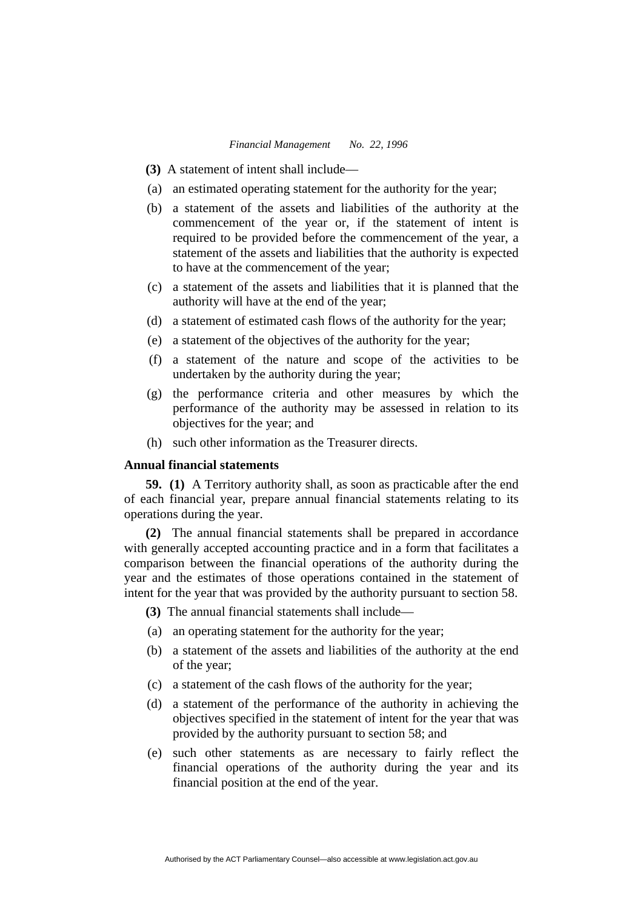**(3)** A statement of intent shall include—

(a) an estimated operating statement for the authority for the year;

(b) a statement of the assets and liabilities of the authority at the commencement of the year or, if the statement of intent is required to be provided before the commencement of the year, a statement of the assets and liabilities that the authority is expected to have at the commencement of the year;

(c) a statement of the assets and liabilities that it is planned that the authority will have at the end of the year;

(d) a statement of estimated cash flows of the authority for the year;

(e) a statement of the objectives of the authority for the year;

(f) a statement of the nature and scope of the activities to be undertaken by the authority during the year;

(g) the performance criteria and other measures by which the performance of the authority may be assessed in relation to its objectives for the year; and

(h) such other information as the Treasurer directs.

**Annual financial statements**

**59. (1)** A Territory authority shall, as soon as practicable after the end of each financial year, prepare annual financial statements relating to its operations during the year.

**(2)** The annual financial statements shall be prepared in accordance with generally accepted accounting practice and in a form that facilitates a comparison between the financial operations of the authority during the year and the estimates of those operations contained in the statement of intent for the year that was provided by the authority pursuant to section 58.

**(3)** The annual financial statements shall include—

(a) an operating statement for the authority for the year;

(b) a statement of the assets and liabilities of the authority at the end of the year;

(c) a statement of the cash flows of the authority for the year;

(d) a statement of the performance of the authority in achieving the objectives specified in the statement of intent for the year that was provided by the authority pursuant to section 58; and

(e) such other statements as are necessary to fairly reflect the financial operations of the authority during the year and its financial position at the end of the year.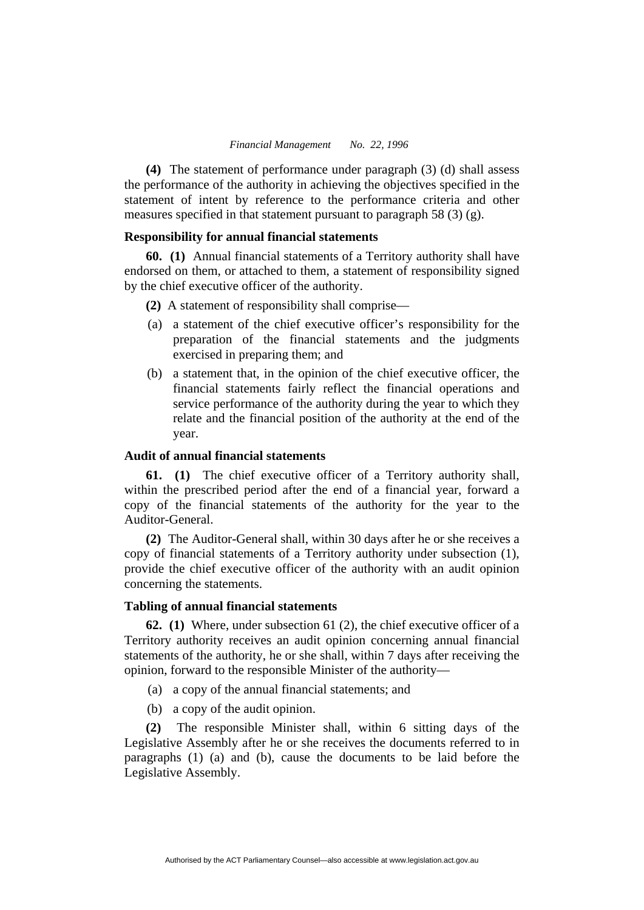**(4)** The statement of performance under paragraph (3) (d) shall assess the performance of the authority in achieving the objectives specified in the statement of intent by reference to the performance criteria and other measures specified in that statement pursuant to paragraph 58 (3) (g).

### Responsibility for annual financial statements

**60. (1)** Annual financial statements of a Territory authority shall have endorsed on them, or attached to them, a statement of responsibility signed by the chief executive officer of the authority.

**(2)** A statement of responsibility shall comprise—

(a) a statement of the chief executive officer's responsibility for the preparation of the financial statements and the judgments exercised in preparing them; and

(b) a statement that, in the opinion of the chief executive officer, the financial statements fairly reflect the financial operations and service performance of the authority during the year to which they relate and the financial position of the authority at the end of the year.

### Audit of annual financial statements

**61. (1)** The chief executive officer of a Territory authority shall, within the prescribed period after the end of a financial year, forward a copy of the financial statements of the authority for the year to the Auditor-General.

**(2)** The Auditor-General shall, within 30 days after he or she receives a copy of financial statements of a Territory authority under subsection (1), provide the chief executive officer of the authority with an audit opinion concerning the statements.

### Tabling of annual financial statements

**62. (1)** Where, under subsection 61 (2), the chief executive officer of a Territory authority receives an audit opinion concerning annual financial statements of the authority, he or she shall, within 7 days after receiving the opinion, forward to the responsible Minister of the authority—

(a) a copy of the annual financial statements; and

(b) a copy of the audit opinion.

**(2)** The responsible Minister shall, within 6 sitting days of the Legislative Assembly after he or she receives the documents referred to in paragraphs (1) (a) and (b), cause the documents to be laid before the Legislative Assembly.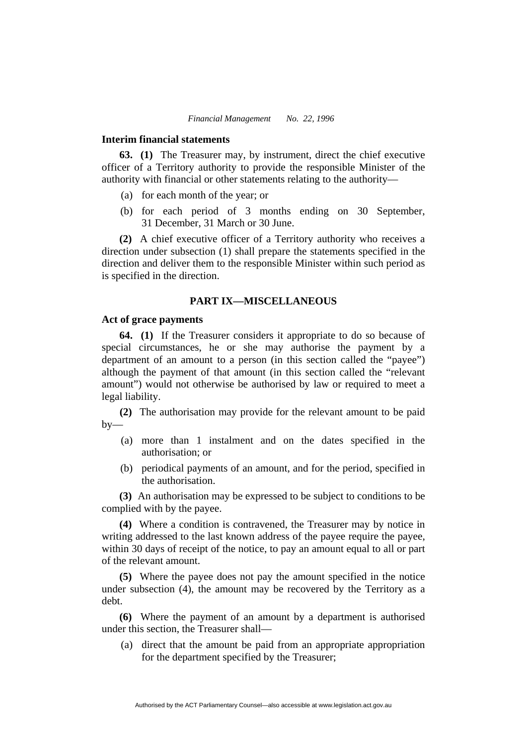### Interim financial statements

**63. (1)** The Treasurer may, by instrument, direct the chief executive officer of a Territory authority to provide the responsible Minister of the authority with financial or other statements relating to the authority—

(a) for each month of the year; or

(b) for each period of 3 months ending on 30 September, 31 December, 31 March or 30 June.

**(2)** A chief executive officer of a Territory authority who receives a direction under subsection (1) shall prepare the statements specified in the direction and deliver them to the responsible Minister within such period as is specified in the direction.

## PART IX—MISCELLANEOUS

### Act of grace payments

**64. (1)** If the Treasurer considers it appropriate to do so because of special circumstances, he or she may authorise the payment by a department of an amount to a person (in this section called the "payee") although the payment of that amount (in this section called the "relevant amount") would not otherwise be authorised by law or required to meet a legal liability.

**(2)** The authorisation may provide for the relevant amount to be paid by—

(a) more than 1 instalment and on the dates specified in the authorisation; or

(b) periodical payments of an amount, and for the period, specified in the authorisation.

**(3)** An authorisation may be expressed to be subject to conditions to be complied with by the payee.

**(4)** Where a condition is contravened, the Treasurer may by notice in writing addressed to the last known address of the payee require the payee, within 30 days of receipt of the notice, to pay an amount equal to all or part of the relevant amount.

**(5)** Where the payee does not pay the amount specified in the notice under subsection (4), the amount may be recovered by the Territory as a debt.

**(6)** Where the payment of an amount by a department is authorised under this section, the Treasurer shall—

(a) direct that the amount be paid from an appropriate appropriation for the department specified by the Treasurer;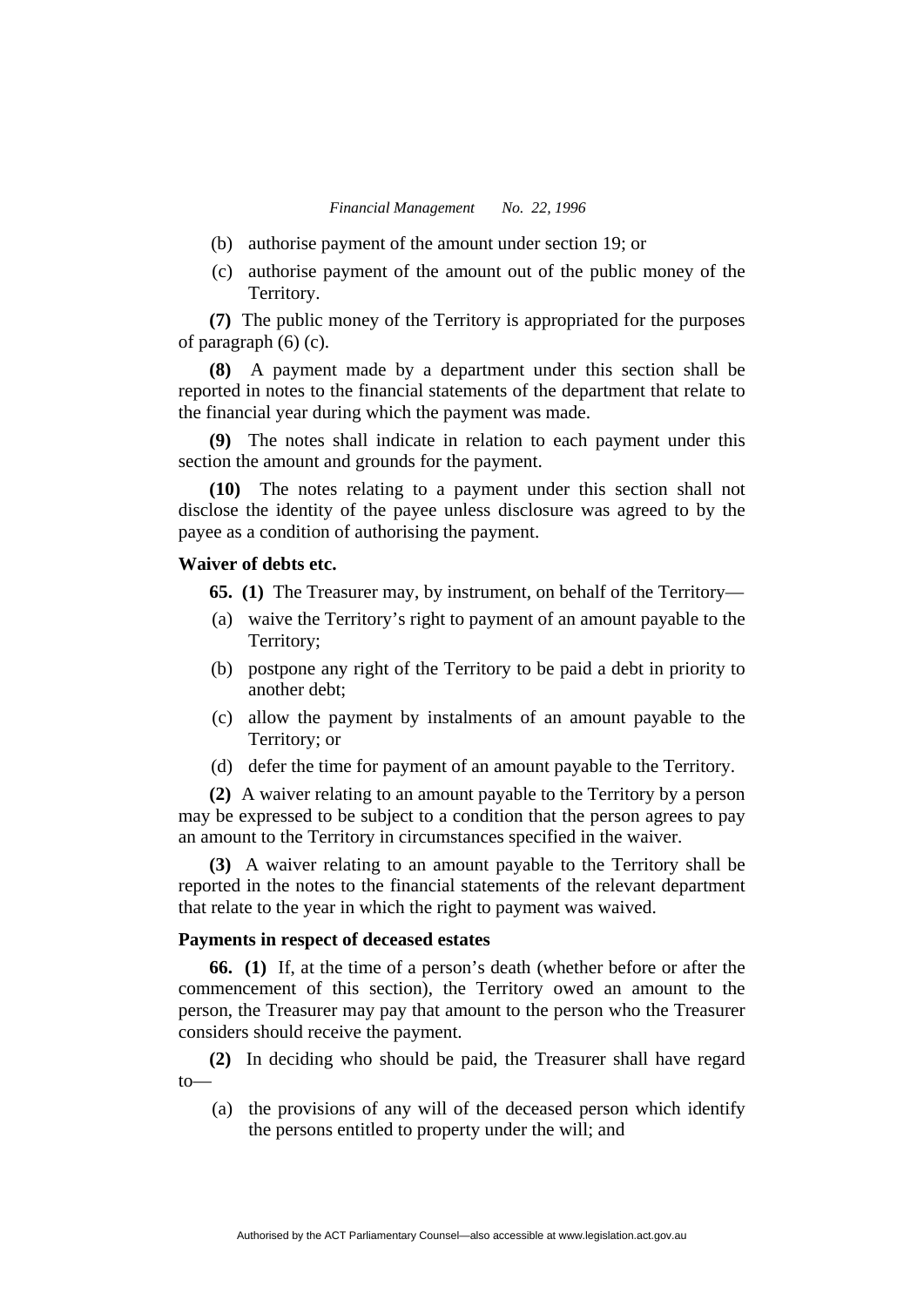(b) authorise payment of the amount under section 19; or

(c) authorise payment of the amount out of the public money of the Territory.

**(7)** The public money of the Territory is appropriated for the purposes of paragraph (6) (c).

**(8)** A payment made by a department under this section shall be reported in notes to the financial statements of the department that relate to the financial year during which the payment was made.

**(9)** The notes shall indicate in relation to each payment under this section the amount and grounds for the payment.

**(10)** The notes relating to a payment under this section shall not disclose the identity of the payee unless disclosure was agreed to by the payee as a condition of authorising the payment.

**Waiver of debts etc.**

**65. (1)** The Treasurer may, by instrument, on behalf of the Territory—

(a) waive the Territory's right to payment of an amount payable to the Territory;

(b) postpone any right of the Territory to be paid a debt in priority to another debt;

(c) allow the payment by instalments of an amount payable to the Territory; or

(d) defer the time for payment of an amount payable to the Territory.

**(2)** A waiver relating to an amount payable to the Territory by a person may be expressed to be subject to a condition that the person agrees to pay an amount to the Territory in circumstances specified in the waiver.

**(3)** A waiver relating to an amount payable to the Territory shall be reported in the notes to the financial statements of the relevant department that relate to the year in which the right to payment was waived.

**Payments in respect of deceased estates**

**66. (1)** If, at the time of a person's death (whether before or after the commencement of this section), the Territory owed an amount to the person, the Treasurer may pay that amount to the person who the Treasurer considers should receive the payment.

**(2)** In deciding who should be paid, the Treasurer shall have regard to—

(a) the provisions of any will of the deceased person which identify the persons entitled to property under the will; and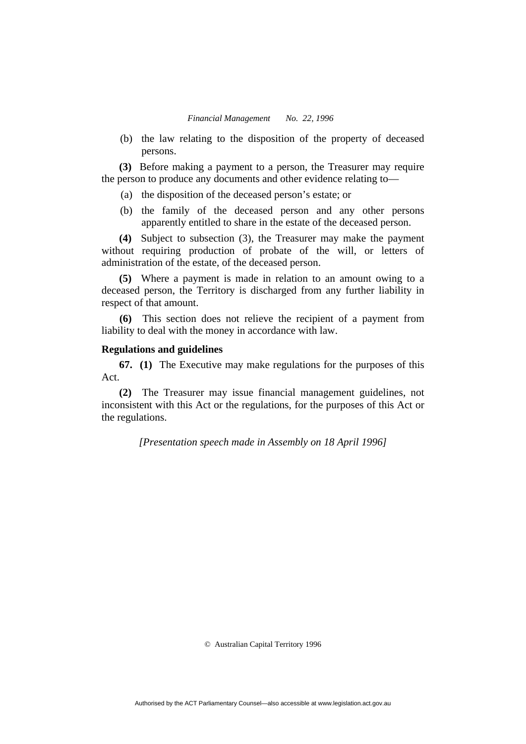(b) the law relating to the disposition of the property of deceased persons.

**(3)** Before making a payment to a person, the Treasurer may require the person to produce any documents and other evidence relating to—

(a) the disposition of the deceased person's estate; or

(b) the family of the deceased person and any other persons apparently entitled to share in the estate of the deceased person.

**(4)** Subject to subsection (3), the Treasurer may make the payment without requiring production of probate of the will, or letters of administration of the estate, of the deceased person.

**(5)** Where a payment is made in relation to an amount owing to a deceased person, the Territory is discharged from any further liability in respect of that amount.

**(6)** This section does not relieve the recipient of a payment from liability to deal with the money in accordance with law.

### Regulations and guidelines

**67. (1)** The Executive may make regulations for the purposes of this Act.

**(2)** The Treasurer may issue financial management guidelines, not inconsistent with this Act or the regulations, for the purposes of this Act or the regulations.

*[Presentation speech made in Assembly on 18 April 1996]*

© Australian Capital Territory 1996